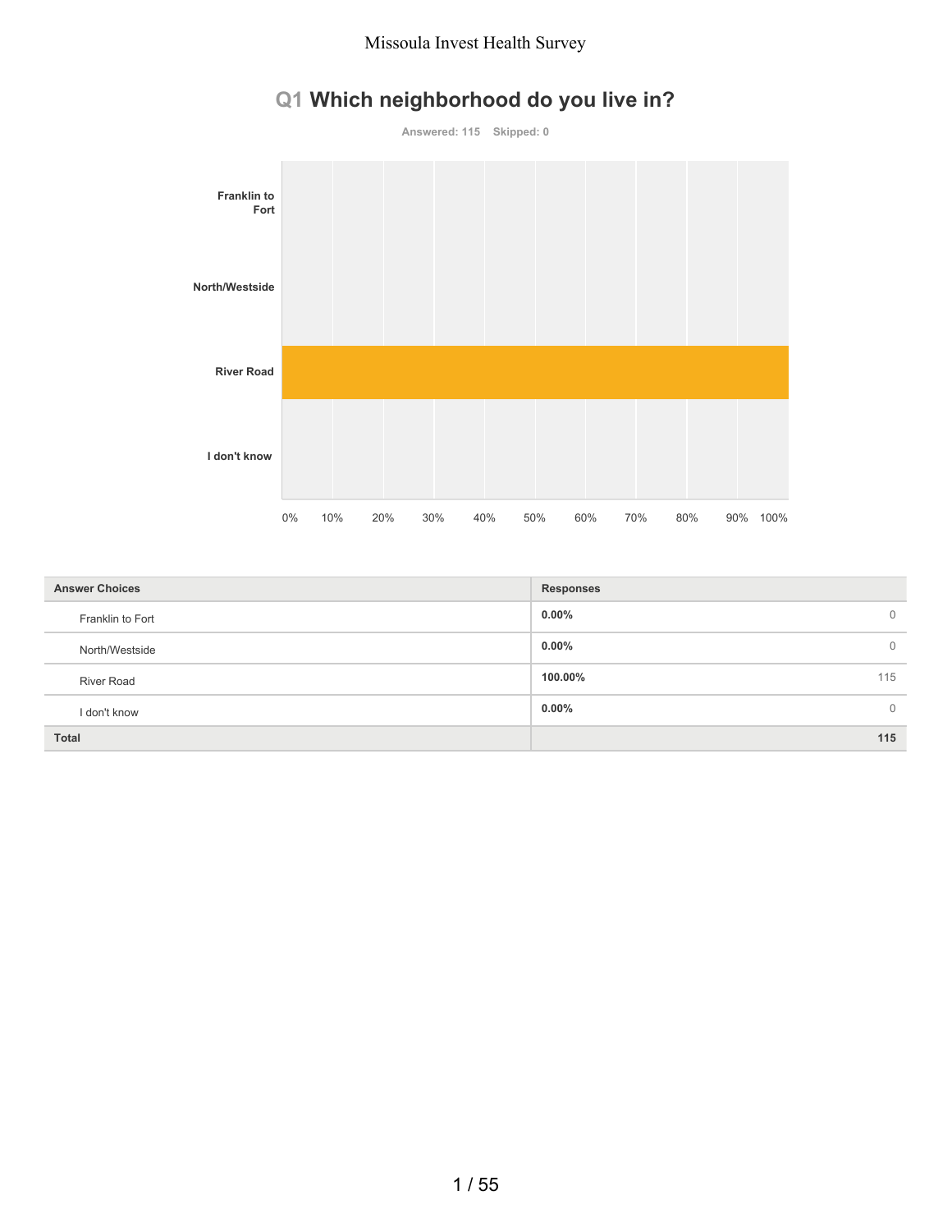# Missoula Invest Health Survey

## Q1 Which neighborhood do you live in?

Answered: 115 Skipped: 0

| Answer Choices | Responses | |
|---|---|---|
| Franklin to Fort | **0.00%** | 0 |
| North/Westside | **0.00%** | 0 |
| River Road | **100.00%** | 115 |
| I don't know | **0.00%** | 0 |
| **Total** | | **115** |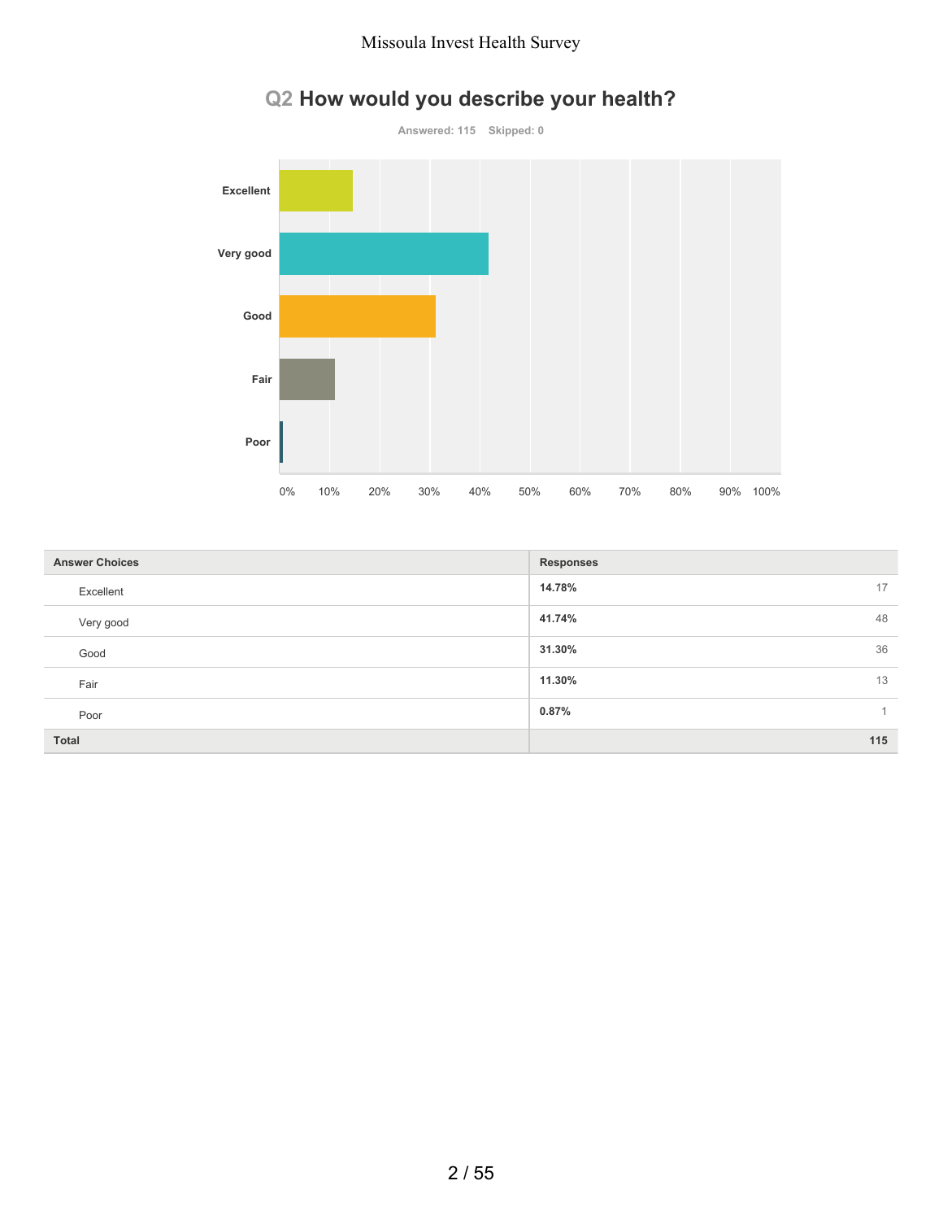## Q2 How would you describe your health?

Answered: 115 Skipped: 0

| Answer Choices | Responses | |
|---|---|---|
| Excellent | 14.78% | 17 |
| Very good | 41.74% | 48 |
| Good | 31.30% | 36 |
| Fair | 11.30% | 13 |
| Poor | 0.87% | 1 |
| **Total** | | **115** |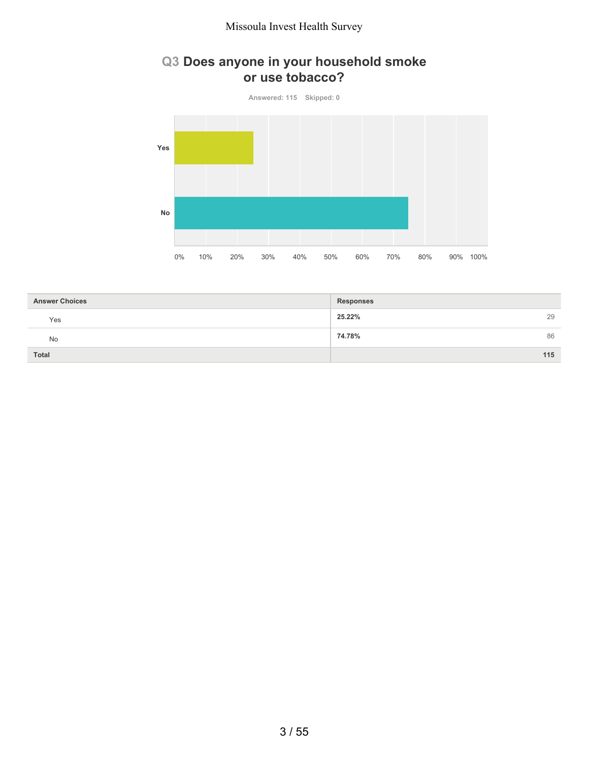## Q3 Does anyone in your household smoke or use tobacco?

Answered: 115 Skipped: 0

| Answer Choices | Responses | |
|---|---|---|
| Yes | 25.22% | 29 |
| No | 74.78% | 86 |
| Total | | 115 |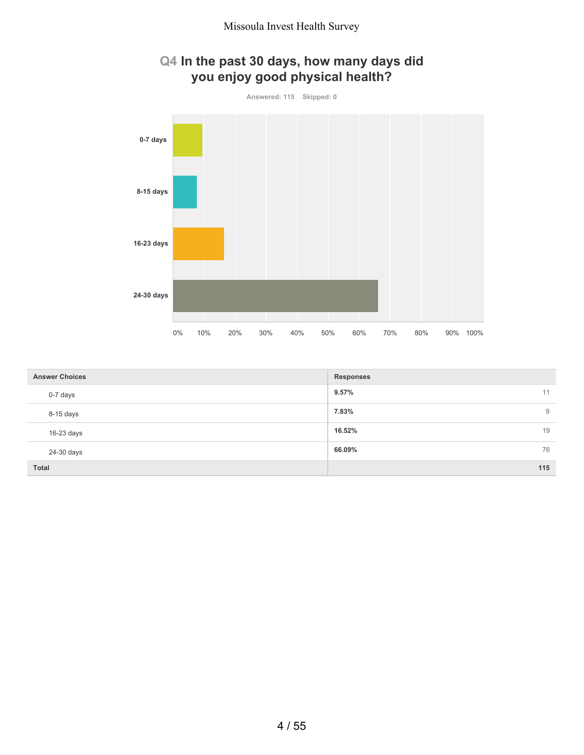## Q4 In the past 30 days, how many days did you enjoy good physical health?

Answered: 115 Skipped: 0

| Answer Choices | Responses | |
|---|---|---|
| 0-7 days | **9.57%** | 11 |
| 8-15 days | **7.83%** | 9 |
| 16-23 days | **16.52%** | 19 |
| 24-30 days | **66.09%** | 76 |
| **Total** | | **115** |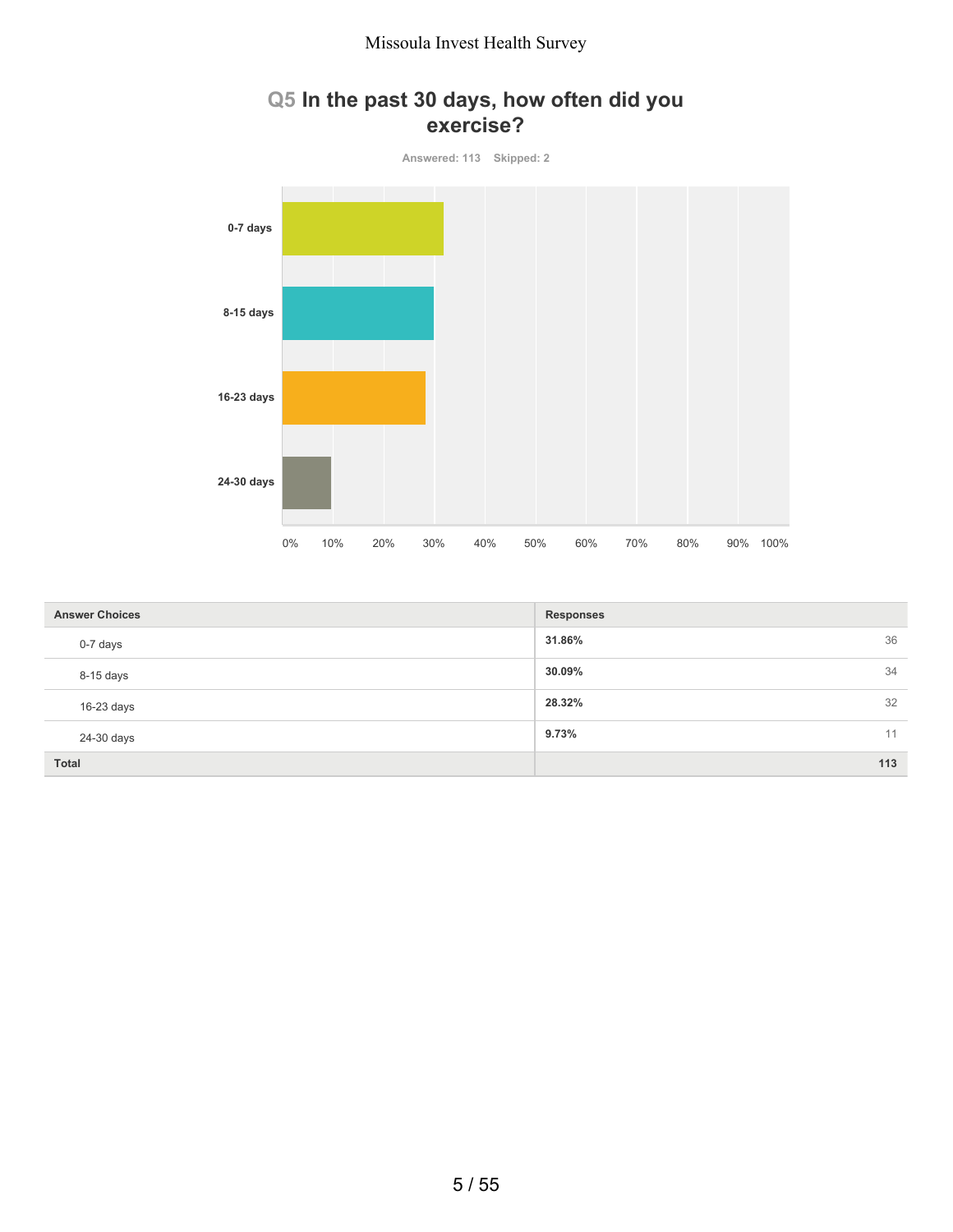## Q5 In the past 30 days, how often did you exercise?

Answered: 113 Skipped: 2

| Answer Choices | Responses | |
|---|---|---|
| 0-7 days | 31.86% | 36 |
| 8-15 days | 30.09% | 34 |
| 16-23 days | 28.32% | 32 |
| 24-30 days | 9.73% | 11 |
| **Total** | | **113** |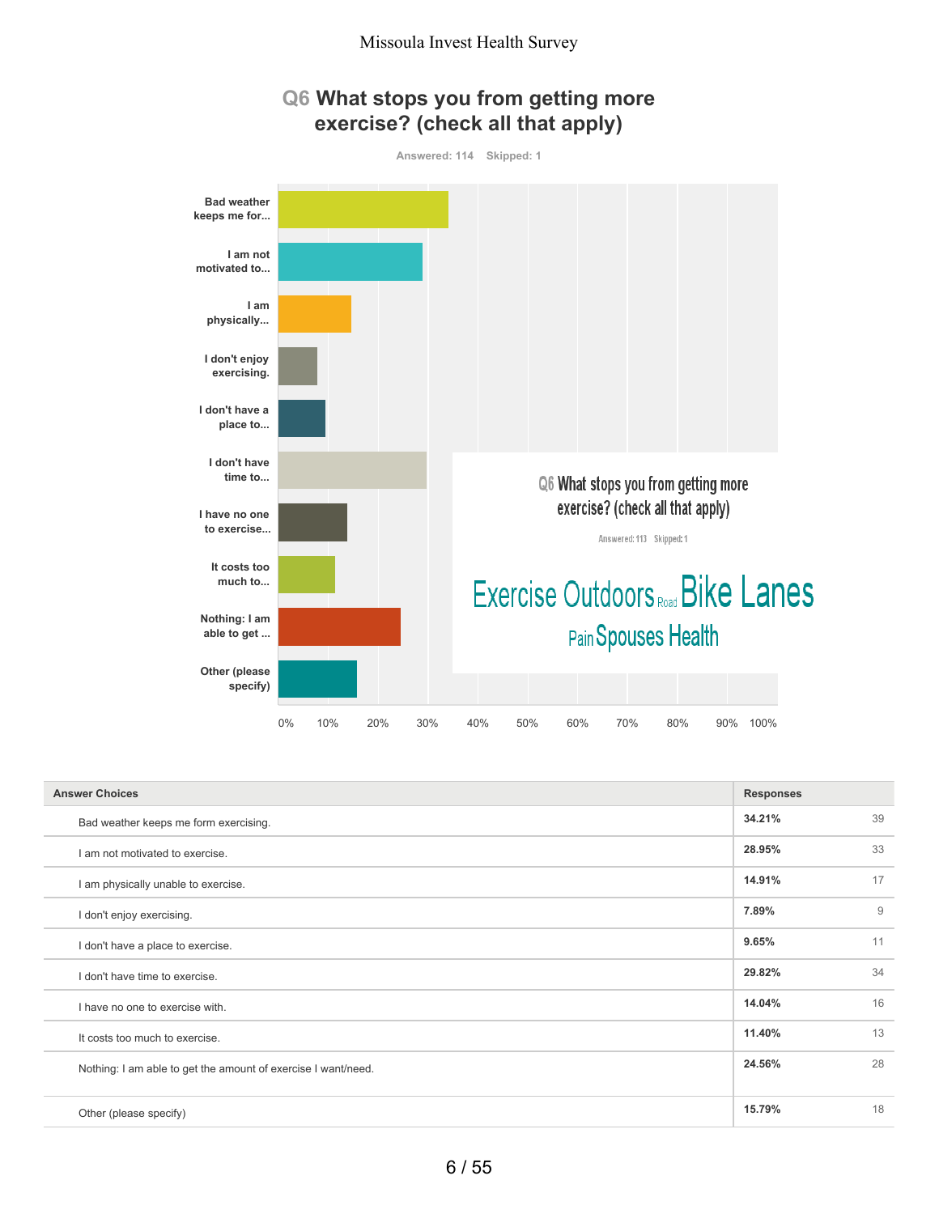# Q6 What stops you from getting more exercise? (check all that apply)

Answered: 114 Skipped: 1

Q6 What stops you from getting more exercise? (check all that apply)

Answered: 113 Skipped: 1

Exercise Outdoors Road Bike Lanes Pain Spouses Health

| Answer Choices | Responses | |
|---|---|---|
| Bad weather keeps me form exercising. | 34.21% | 39 |
| I am not motivated to exercise. | 28.95% | 33 |
| I am physically unable to exercise. | 14.91% | 17 |
| I don't enjoy exercising. | 7.89% | 9 |
| I don't have a place to exercise. | 9.65% | 11 |
| I don't have time to exercise. | 29.82% | 34 |
| I have no one to exercise with. | 14.04% | 16 |
| It costs too much to exercise. | 11.40% | 13 |
| Nothing: I am able to get the amount of exercise I want/need. | 24.56% | 28 |
| Other (please specify) | 15.79% | 18 |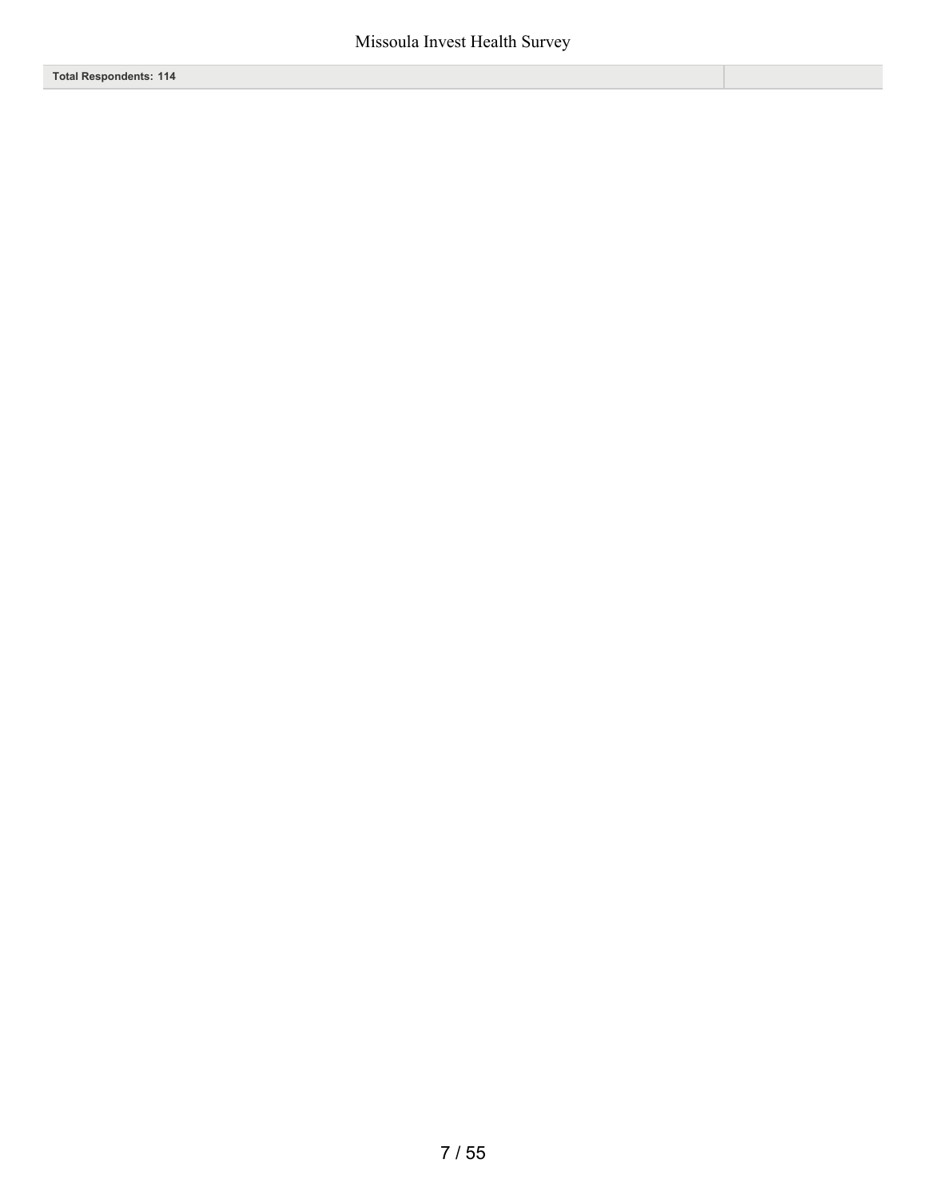| Total Respondents: 114 | |
|---|---|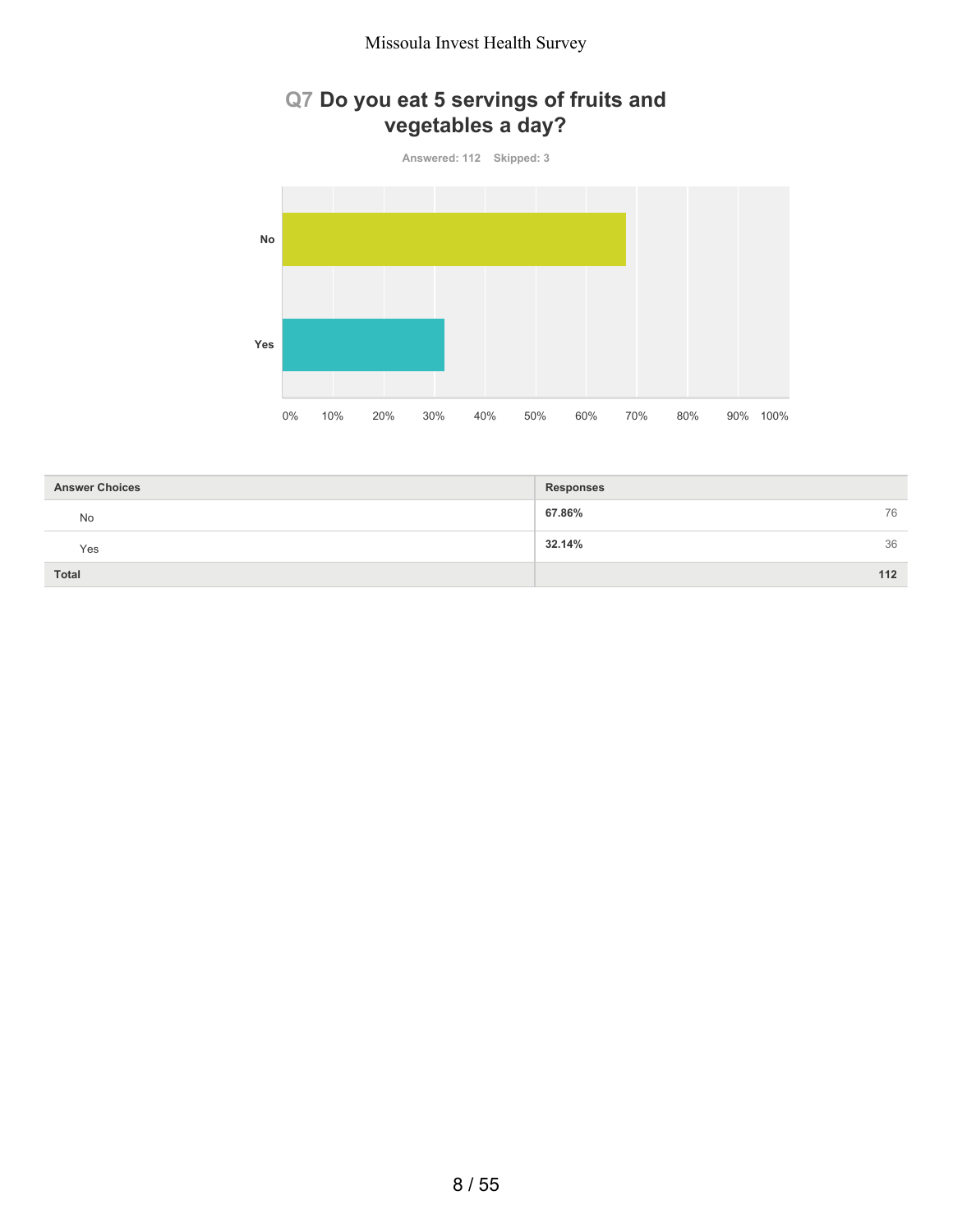## Q7 Do you eat 5 servings of fruits and vegetables a day?

Answered: 112 Skipped: 3

| Answer Choices | Responses | |
|---|---|---|
| No | 67.86% | 76 |
| Yes | 32.14% | 36 |
| Total | | 112 |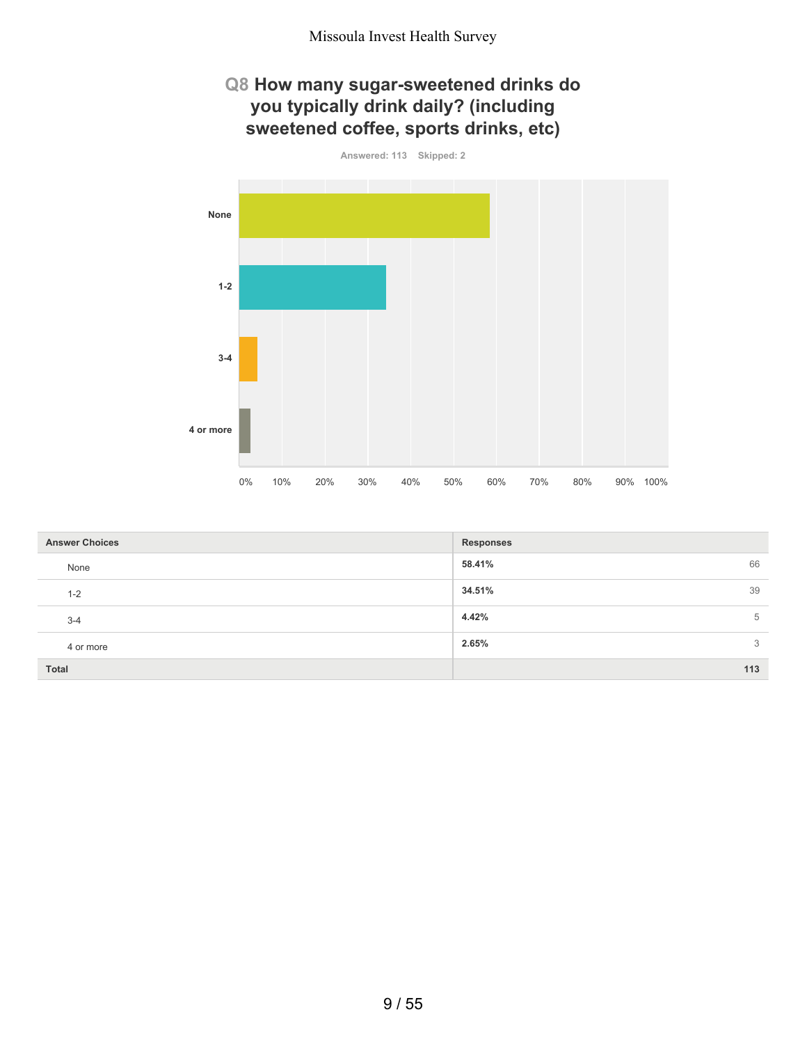## Q8 How many sugar-sweetened drinks do you typically drink daily? (including sweetened coffee, sports drinks, etc)

Answered: 113 Skipped: 2

| Answer Choices | Responses | |
|---|---|---|
| None | **58.41%** | 66 |
| 1-2 | **34.51%** | 39 |
| 3-4 | **4.42%** | 5 |
| 4 or more | **2.65%** | 3 |
| **Total** | | **113** |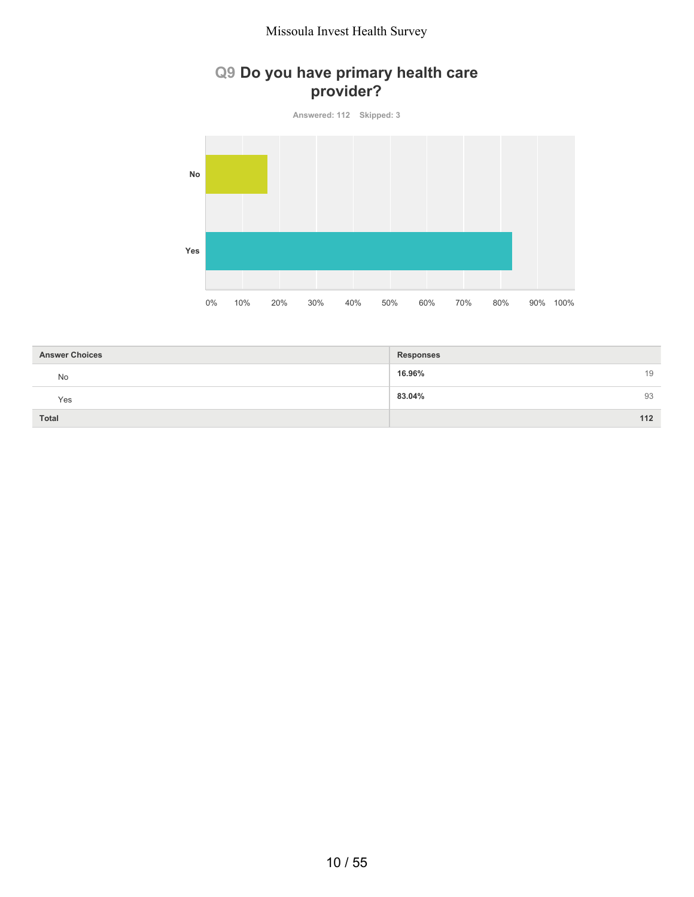## Q9 Do you have primary health care provider?

Answered: 112 Skipped: 3

| Answer Choices | Responses | |
|---|---|---|
| No | 16.96% | 19 |
| Yes | 83.04% | 93 |
| Total | | 112 |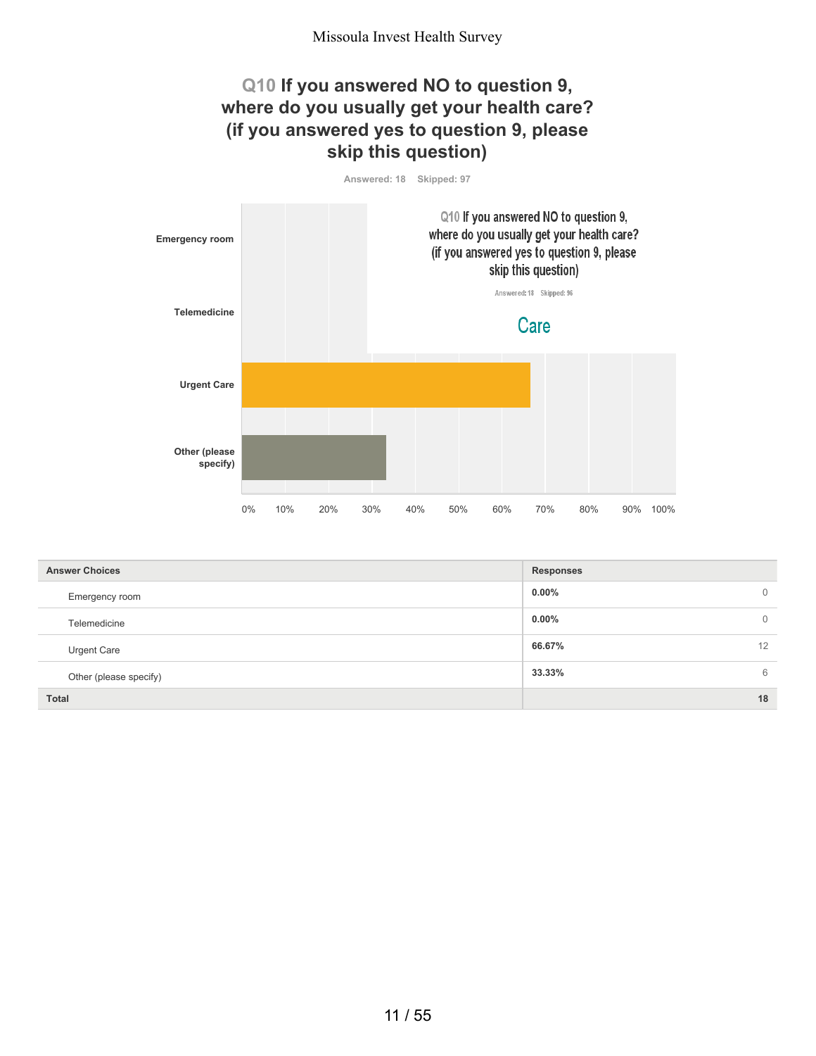## Q10 If you answered NO to question 9, where do you usually get your health care? (if you answered yes to question 9, please skip this question)

Answered: 18 Skipped: 97

| Answer Choices | Responses | |
|---|---|---|
| Emergency room | 0.00% | 0 |
| Telemedicine | 0.00% | 0 |
| Urgent Care | 66.67% | 12 |
| Other (please specify) | 33.33% | 6 |
| Total | | 18 |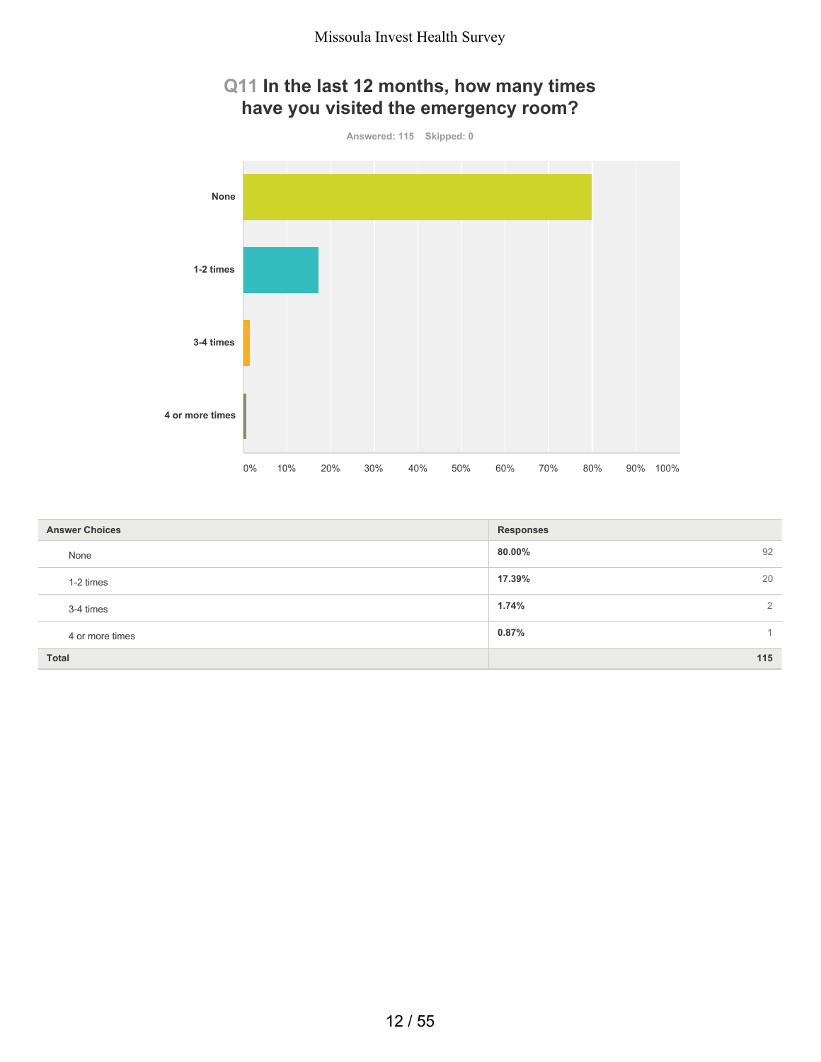## Q11 In the last 12 months, how many times have you visited the emergency room?

Answered: 115 Skipped: 0

| Answer Choices | Responses | |
|---|---|---|
| None | 80.00% | 92 |
| 1-2 times | 17.39% | 20 |
| 3-4 times | 1.74% | 2 |
| 4 or more times | 0.87% | 1 |
| **Total** | | **115** |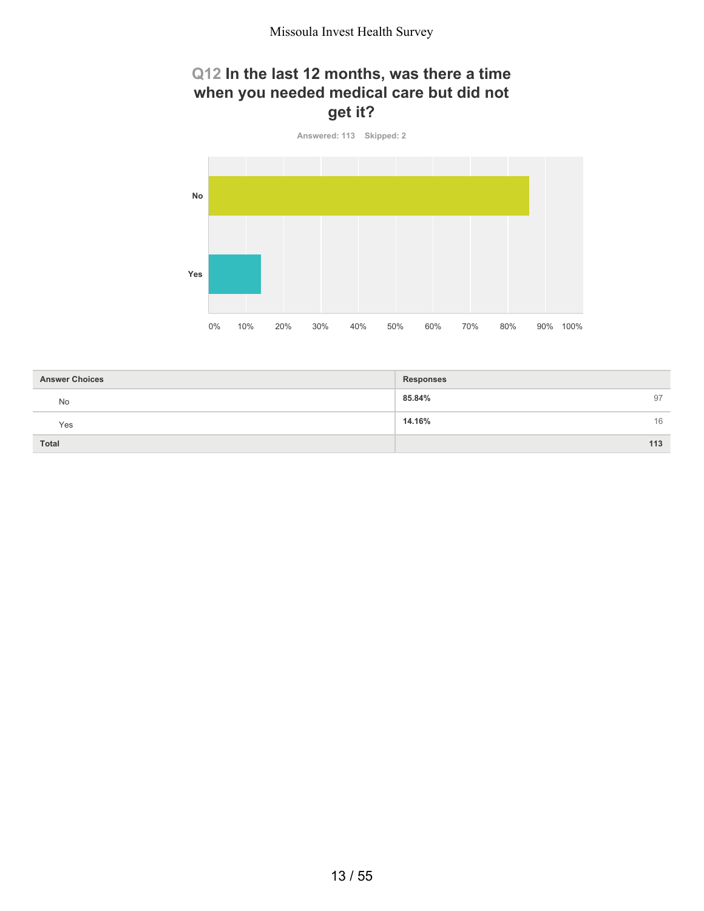## Q12 In the last 12 months, was there a time when you needed medical care but did not get it?

Answered: 113 Skipped: 2

| Answer Choices | Responses | |
|---|---|---|
| No | 85.84% | 97 |
| Yes | 14.16% | 16 |
| **Total** | | **113** |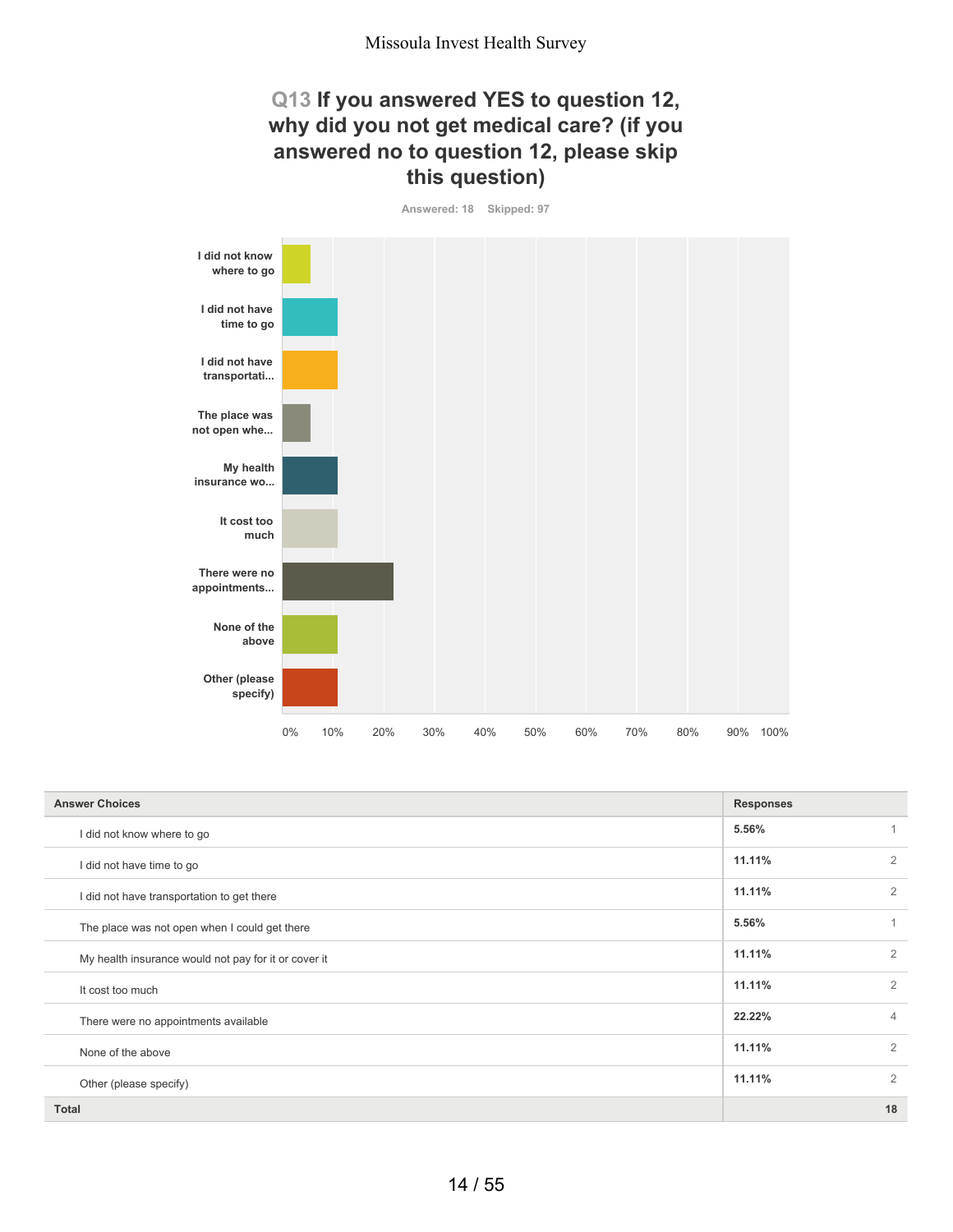## Q13 If you answered YES to question 12, why did you not get medical care? (if you answered no to question 12, please skip this question)

Answered: 18 Skipped: 97

| Answer Choices | Responses | |
|---|---|---|
| I did not know where to go | 5.56% | 1 |
| I did not have time to go | 11.11% | 2 |
| I did not have transportation to get there | 11.11% | 2 |
| The place was not open when I could get there | 5.56% | 1 |
| My health insurance would not pay for it or cover it | 11.11% | 2 |
| It cost too much | 11.11% | 2 |
| There were no appointments available | 22.22% | 4 |
| None of the above | 11.11% | 2 |
| Other (please specify) | 11.11% | 2 |
| **Total** | | **18** |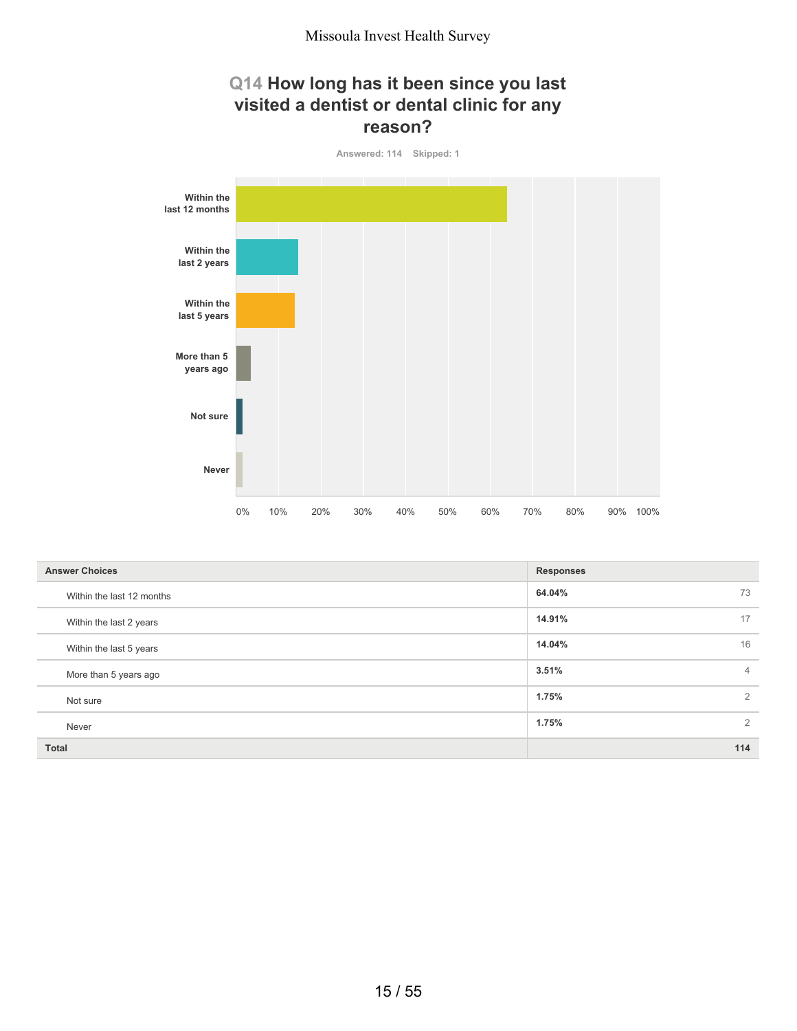## Q14 How long has it been since you last visited a dentist or dental clinic for any reason?

Answered: 114 Skipped: 1

| Answer Choices | Responses | |
|---|---|---|
| Within the last 12 months | **64.04%** | 73 |
| Within the last 2 years | **14.91%** | 17 |
| Within the last 5 years | **14.04%** | 16 |
| More than 5 years ago | **3.51%** | 4 |
| Not sure | **1.75%** | 2 |
| Never | **1.75%** | 2 |
| **Total** | | **114** |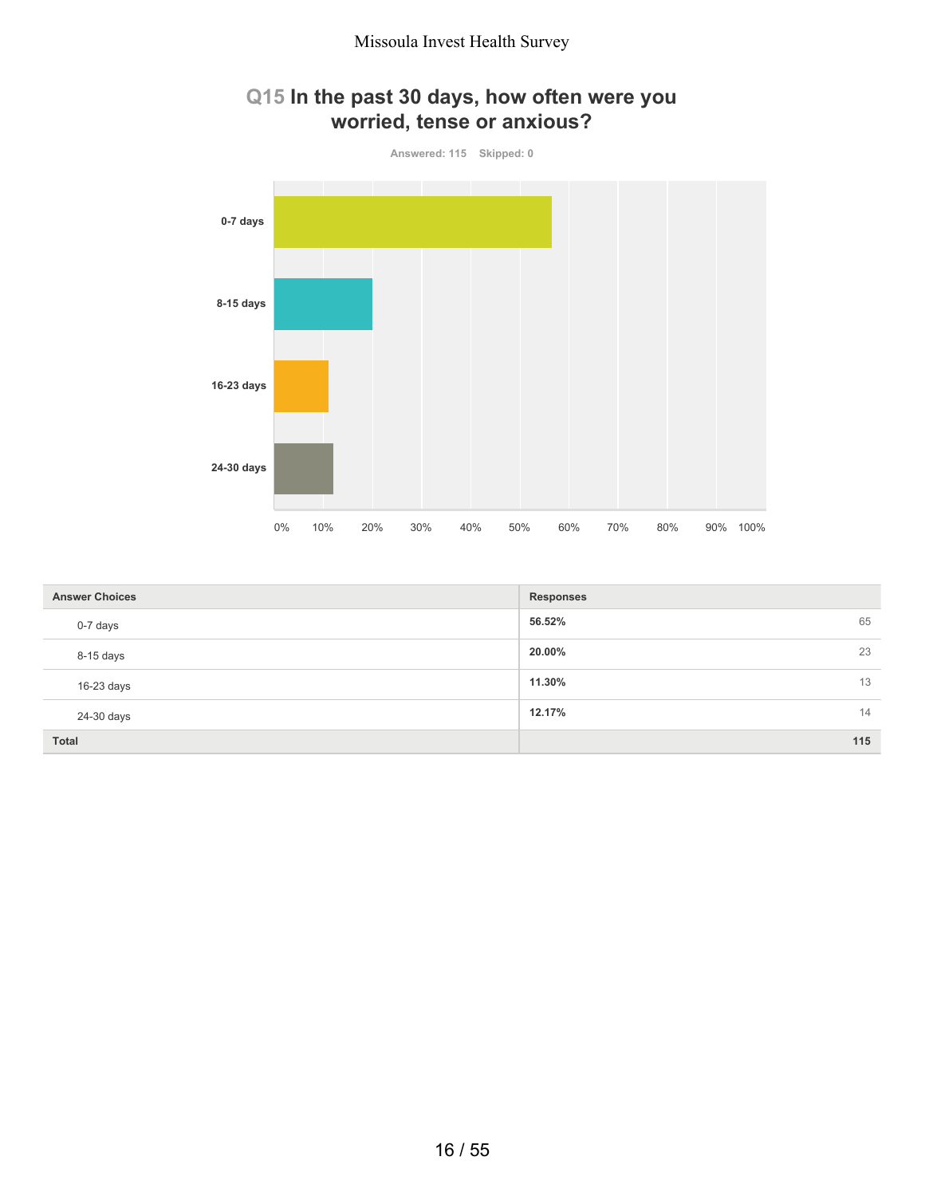## Q15 In the past 30 days, how often were you worried, tense or anxious?

Answered: 115 Skipped: 0

| Answer Choices | Responses | |
|---|---|---|
| 0-7 days | **56.52%** | 65 |
| 8-15 days | **20.00%** | 23 |
| 16-23 days | **11.30%** | 13 |
| 24-30 days | **12.17%** | 14 |
| **Total** | | **115** |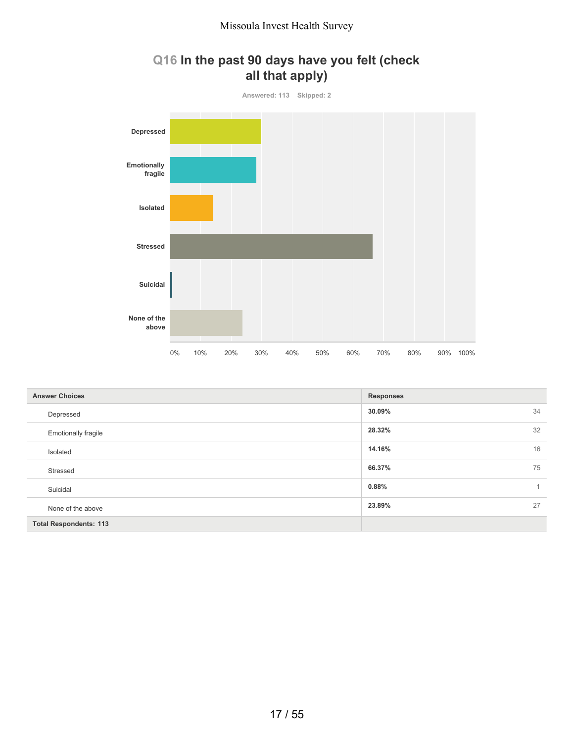## Q16 In the past 90 days have you felt (check all that apply)

Answered: 113 Skipped: 2

| Answer Choices | Responses | |
|---|---|---|
| Depressed | 30.09% | 34 |
| Emotionally fragile | 28.32% | 32 |
| Isolated | 14.16% | 16 |
| Stressed | 66.37% | 75 |
| Suicidal | 0.88% | 1 |
| None of the above | 23.89% | 27 |
| **Total Respondents: 113** | | |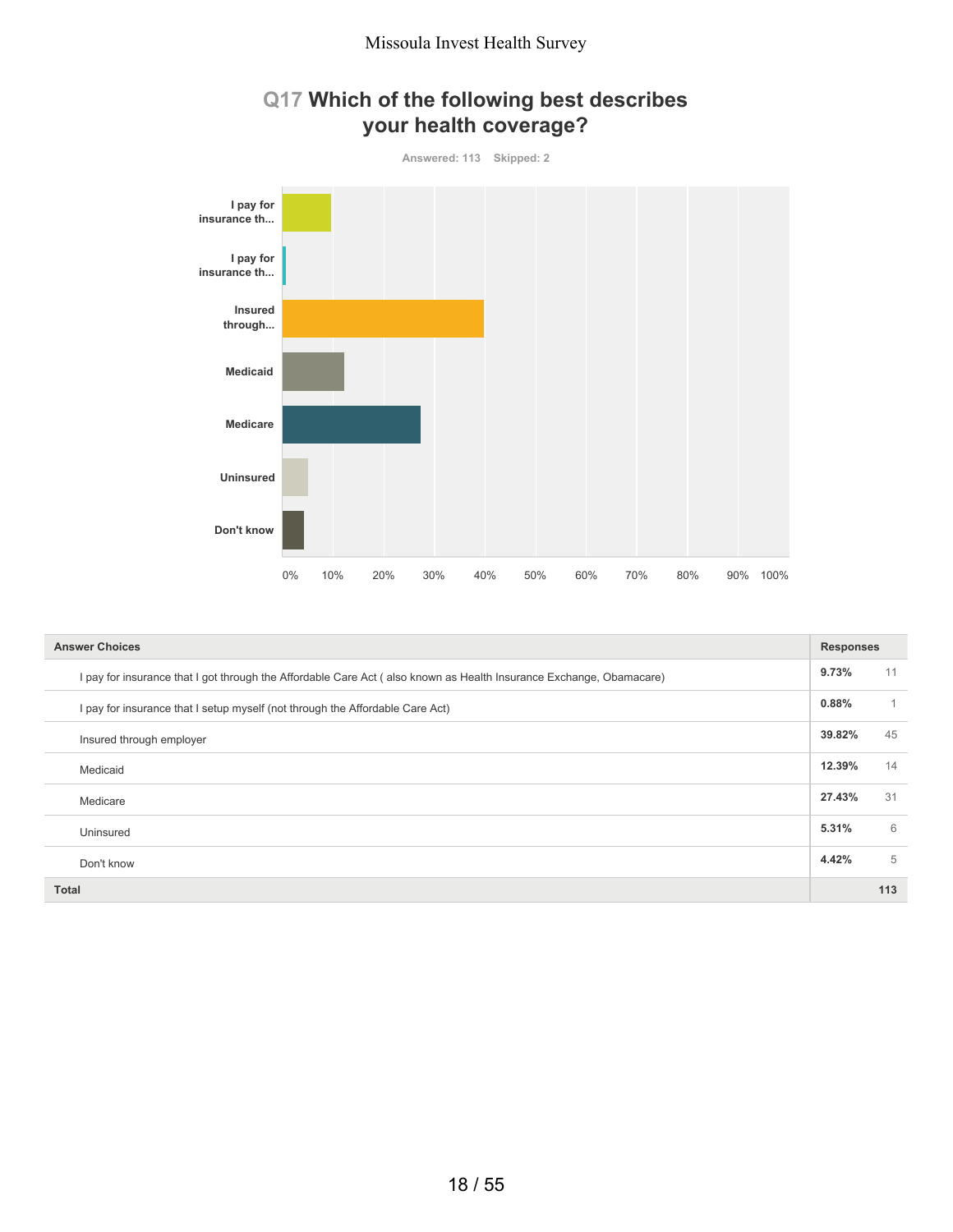## Q17 Which of the following best describes your health coverage?

Answered: 113 Skipped: 2

| Answer Choices | Responses | |
|---|---|---|
| I pay for insurance that I got through the Affordable Care Act ( also known as Health Insurance Exchange, Obamacare) | 9.73% | 11 |
| I pay for insurance that I setup myself (not through the Affordable Care Act) | 0.88% | 1 |
| Insured through employer | 39.82% | 45 |
| Medicaid | 12.39% | 14 |
| Medicare | 27.43% | 31 |
| Uninsured | 5.31% | 6 |
| Don't know | 4.42% | 5 |
| **Total** | | **113** |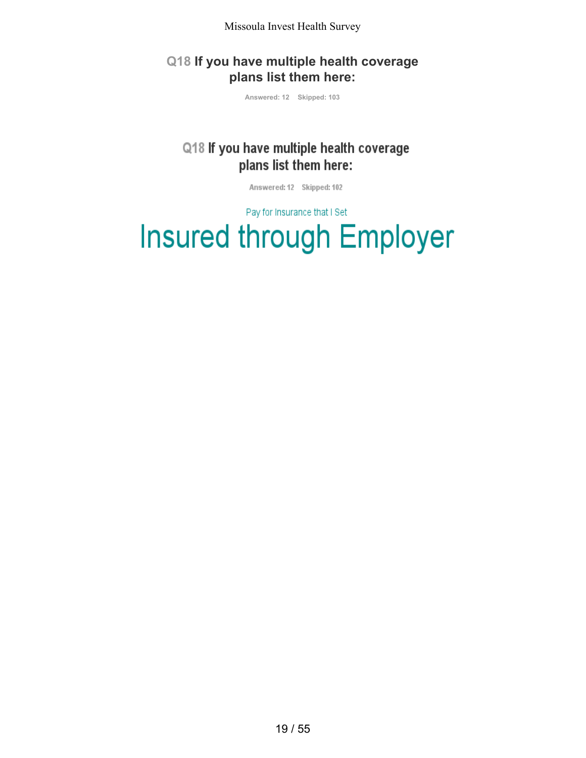## Q18 If you have multiple health coverage plans list them here:

Answered: 12 Skipped: 103

## Q18 If you have multiple health coverage plans list them here:

Answered: 12 Skipped: 102

Pay for Insurance that I Set

Insured through Employer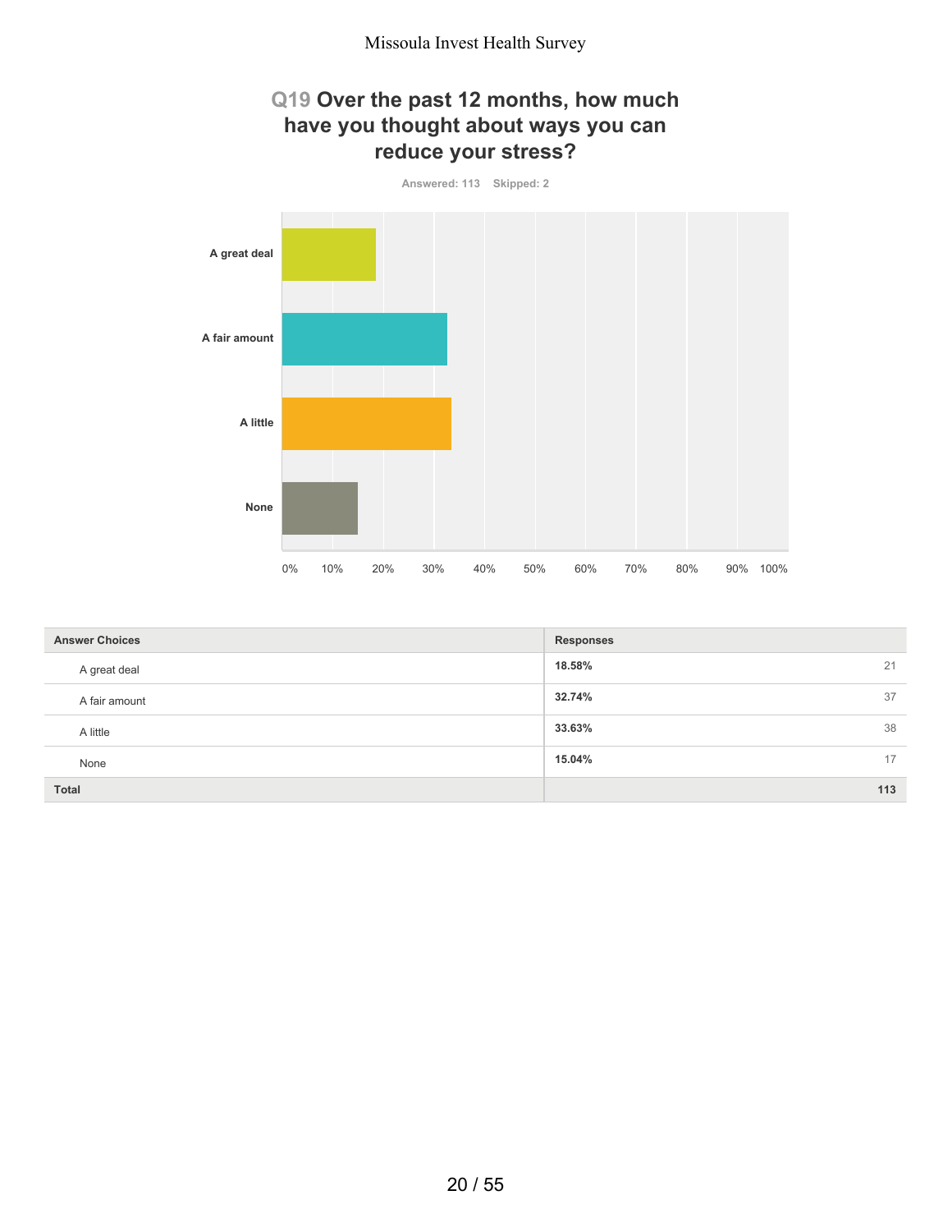## Q19 Over the past 12 months, how much have you thought about ways you can reduce your stress?

Answered: 113 Skipped: 2

| Answer Choices | Responses | |
|---|---|---|
| A great deal | 18.58% | 21 |
| A fair amount | 32.74% | 37 |
| A little | 33.63% | 38 |
| None | 15.04% | 17 |
| **Total** | | **113** |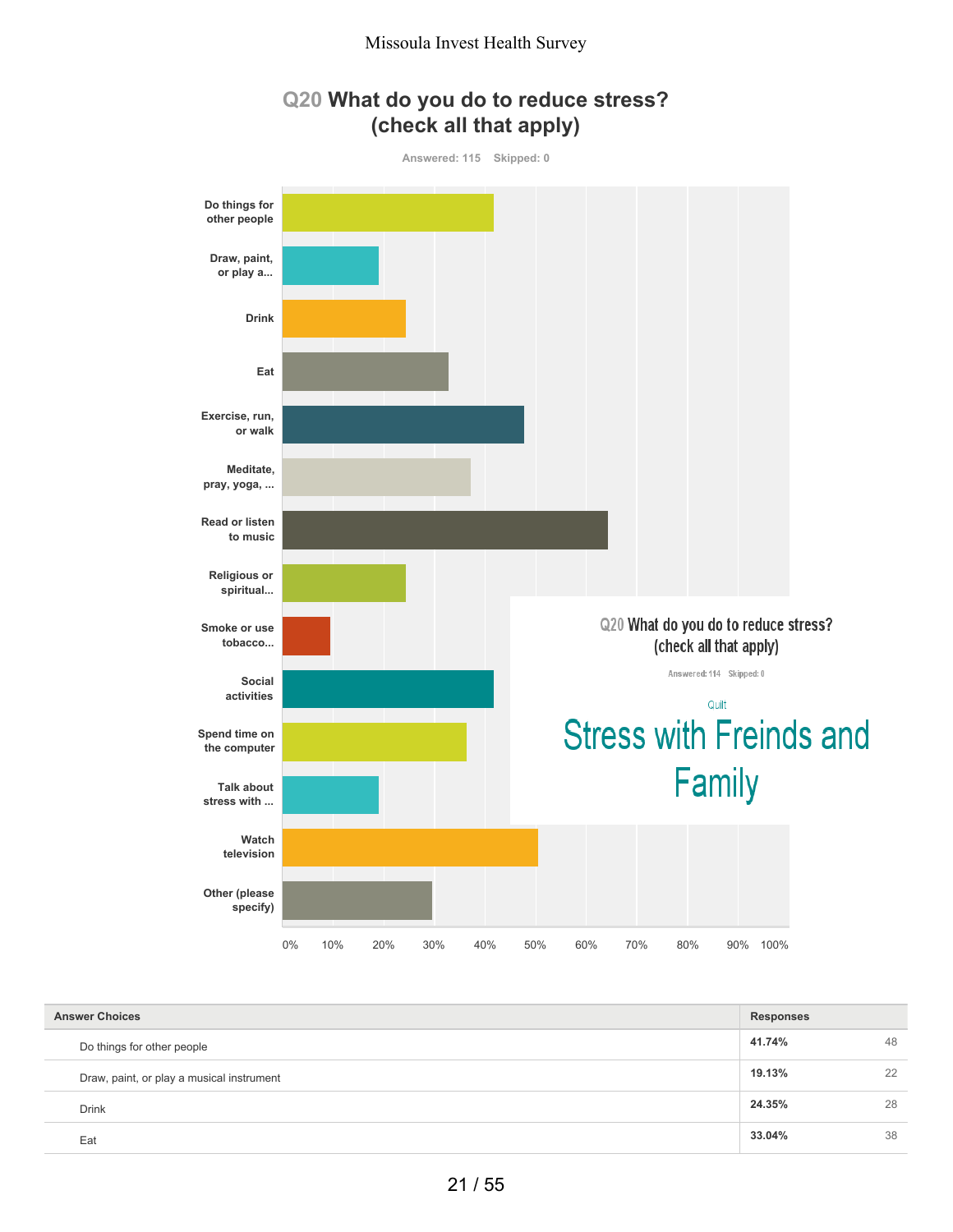## Q20 What do you do to reduce stress? (check all that apply)

Answered: 115 Skipped: 0

| Answer Choices | Responses | |
|---|---|---|
| Do things for other people | 41.74% | 48 |
| Draw, paint, or play a musical instrument | 19.13% | 22 |
| Drink | 24.35% | 28 |
| Eat | 33.04% | 38 |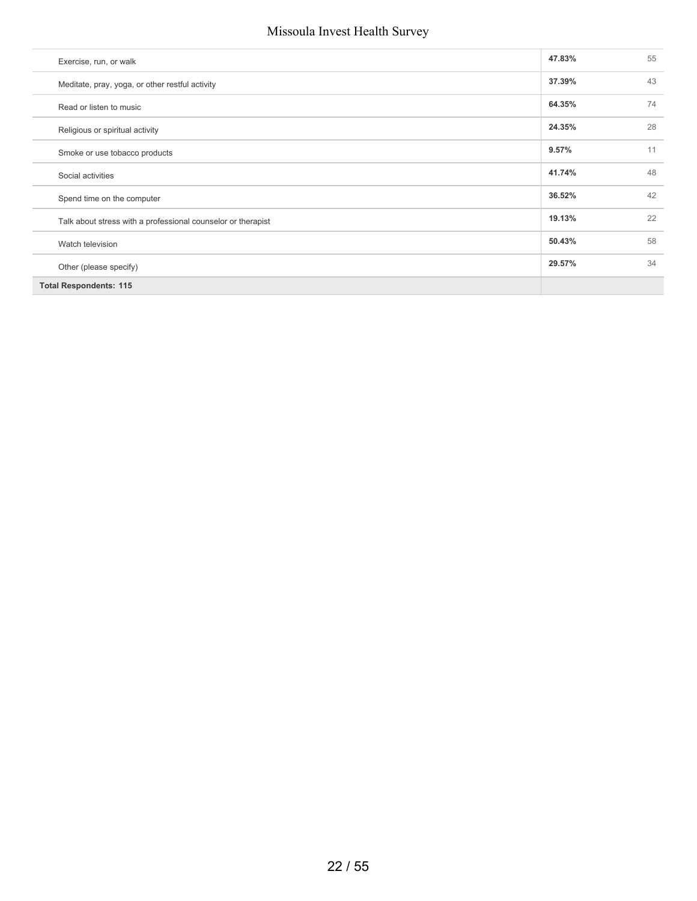| | | |
|---|---|---|
| Exercise, run, or walk | **47.83%** | 55 |
| Meditate, pray, yoga, or other restful activity | **37.39%** | 43 |
| Read or listen to music | **64.35%** | 74 |
| Religious or spiritual activity | **24.35%** | 28 |
| Smoke or use tobacco products | **9.57%** | 11 |
| Social activities | **41.74%** | 48 |
| Spend time on the computer | **36.52%** | 42 |
| Talk about stress with a professional counselor or therapist | **19.13%** | 22 |
| Watch television | **50.43%** | 58 |
| Other (please specify) | **29.57%** | 34 |
| **Total Respondents: 115** | | |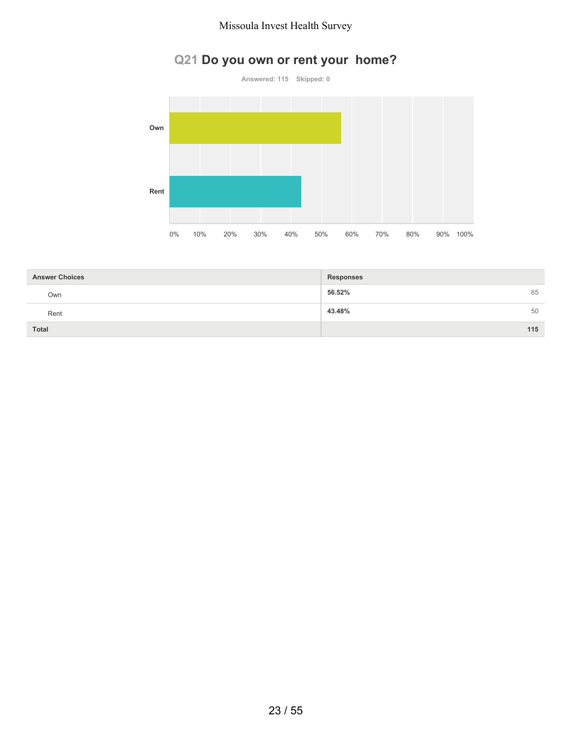## Q21 Do you own or rent your home?

Answered: 115 Skipped: 0

| Answer Choices | Responses | |
|---|---|---|
| Own | 56.52% | 65 |
| Rent | 43.48% | 50 |
| **Total** | | **115** |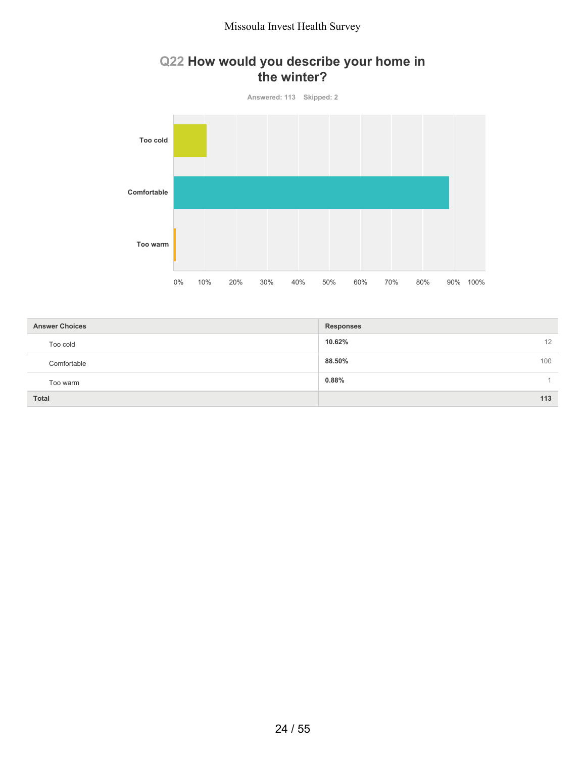## Q22 How would you describe your home in the winter?

Answered: 113 Skipped: 2

| Answer Choices | Responses | |
|---|---|---|
| Too cold | 10.62% | 12 |
| Comfortable | 88.50% | 100 |
| Too warm | 0.88% | 1 |
| **Total** | | **113** |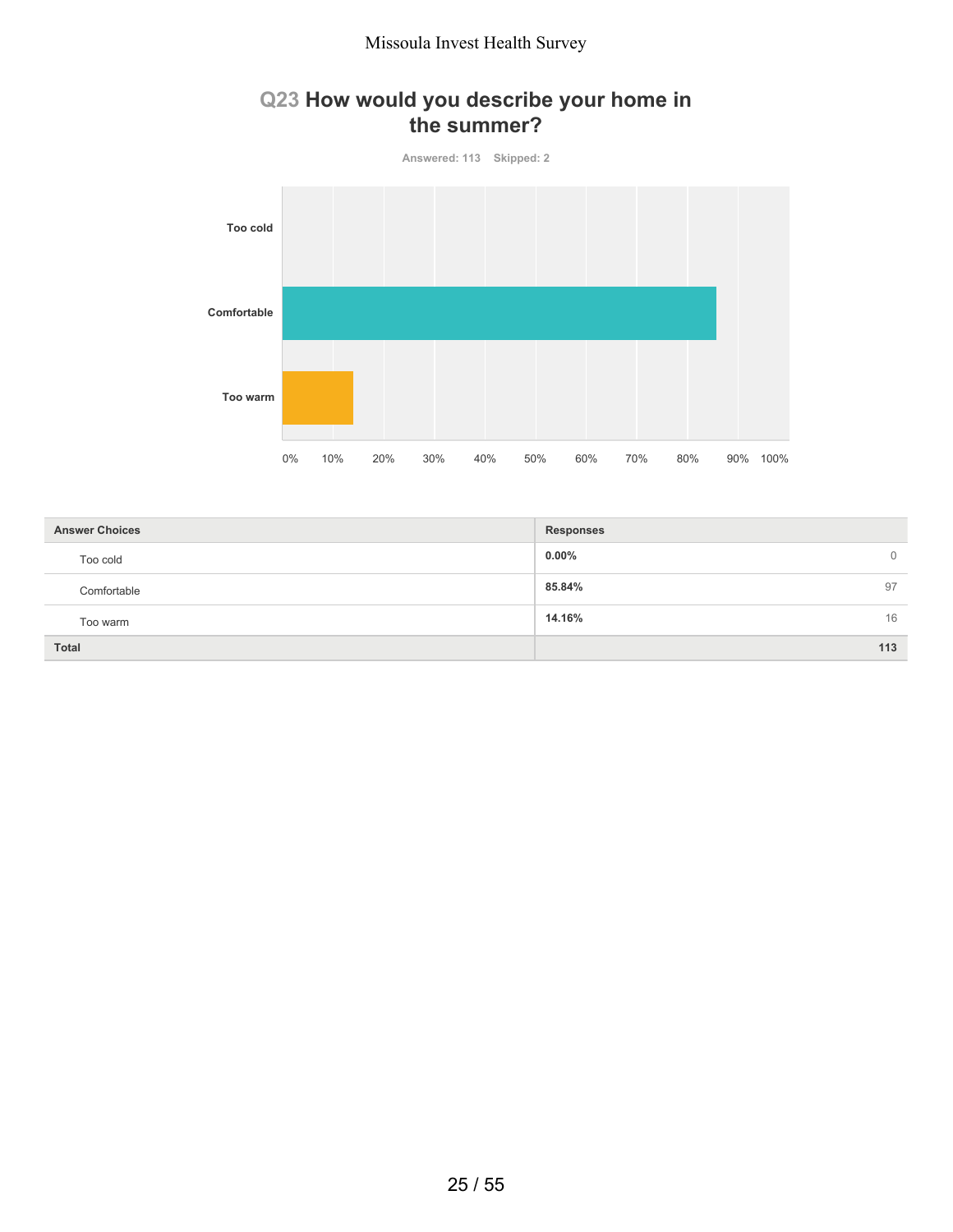## Q23 How would you describe your home in the summer?

Answered: 113 Skipped: 2

| Answer Choices | Responses | |
|---|---|---|
| Too cold | 0.00% | 0 |
| Comfortable | 85.84% | 97 |
| Too warm | 14.16% | 16 |
| **Total** | | **113** |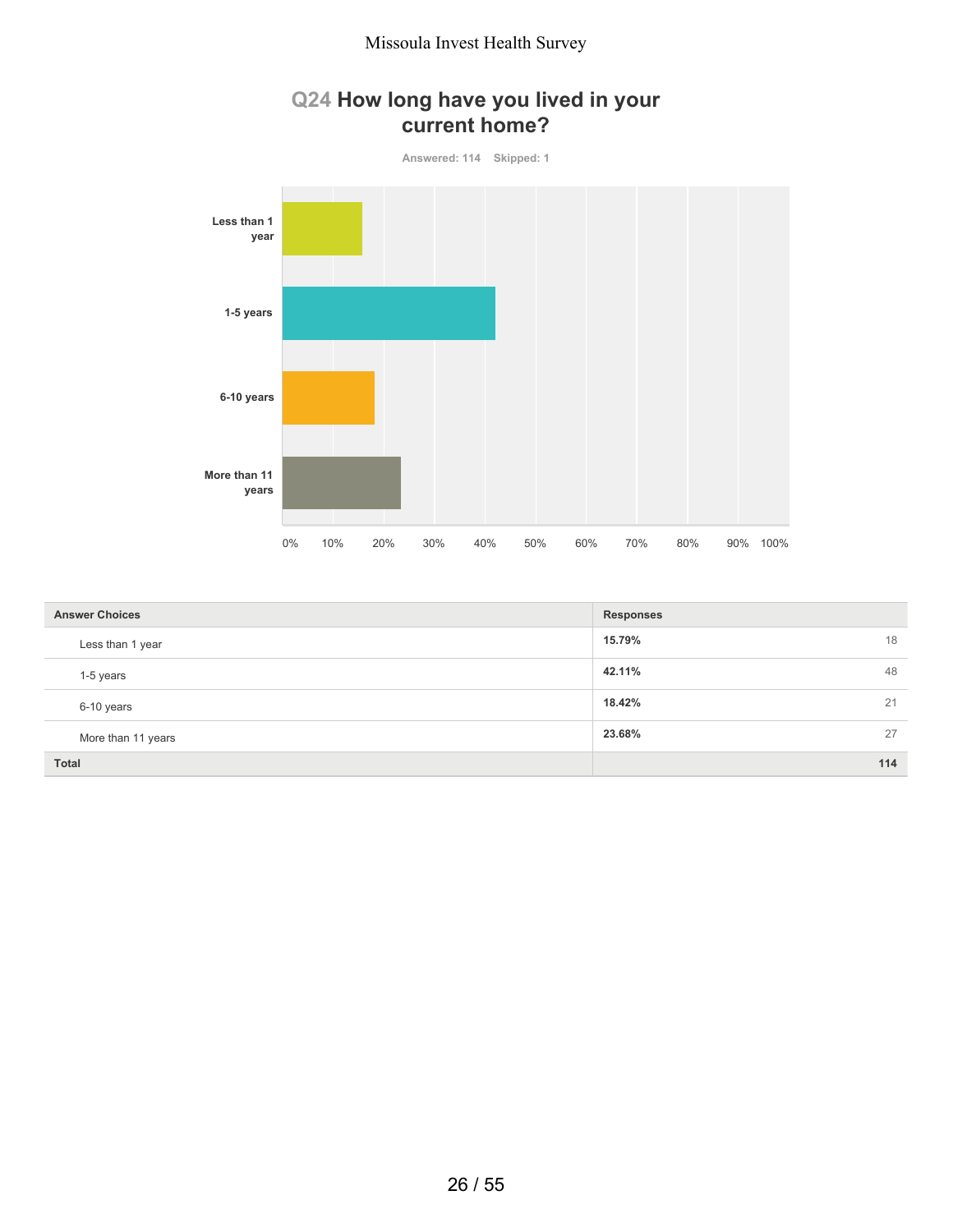## Q24 How long have you lived in your current home?

Answered: 114    Skipped: 1

| Answer Choices | Responses | |
|---|---|---|
| Less than 1 year | 15.79% | 18 |
| 1-5 years | 42.11% | 48 |
| 6-10 years | 18.42% | 21 |
| More than 11 years | 23.68% | 27 |
| **Total** | | **114** |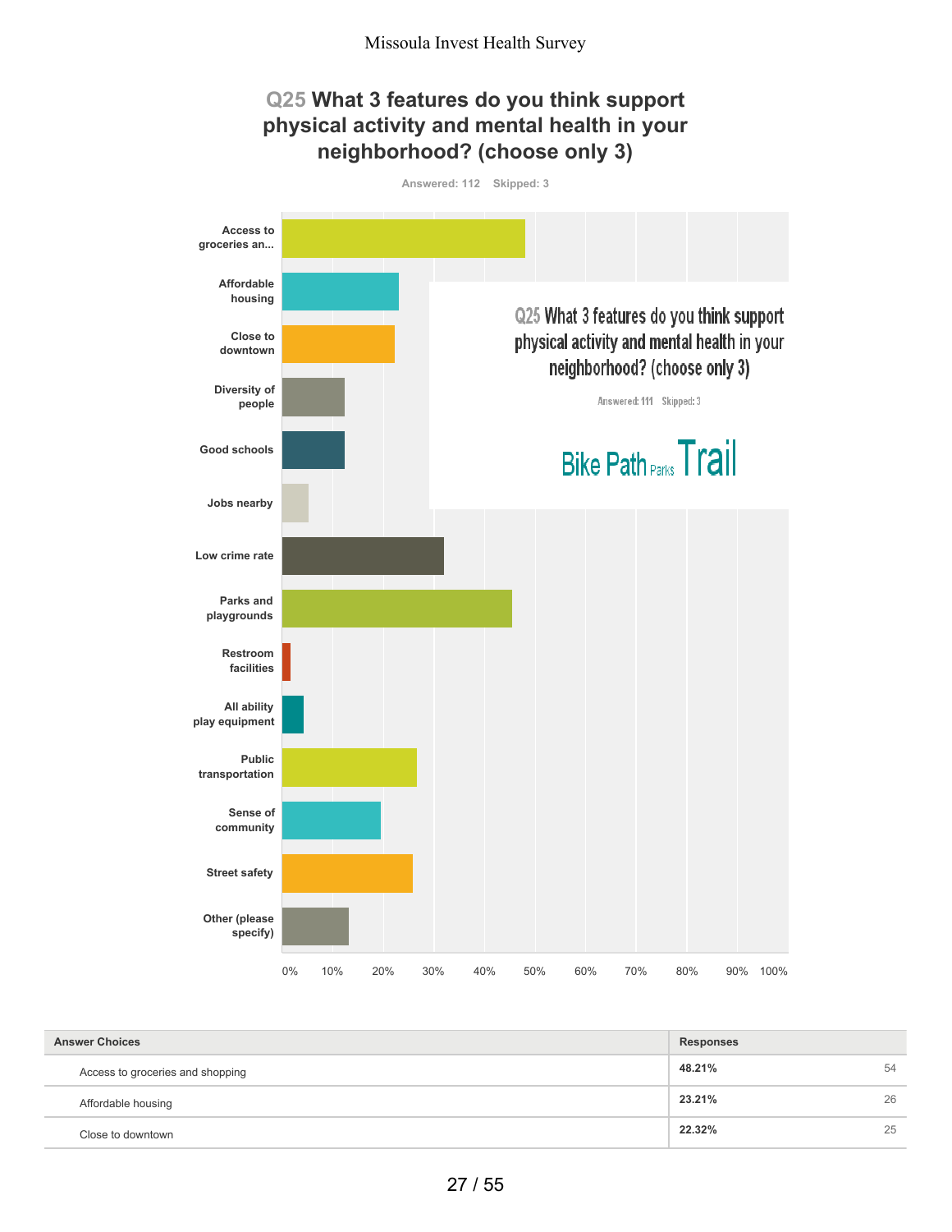# Q25 What 3 features do you think support physical activity and mental health in your neighborhood? (choose only 3)

Answered: 112 Skipped: 3

Q25 What 3 features do you think support physical activity and mental health in your neighborhood? (choose only 3)

Answered: 111 Skipped: 3

Bike Path Parks Trail

| Answer Choices | Responses | |
|---|---|---|
| Access to groceries and shopping | 48.21% | 54 |
| Affordable housing | 23.21% | 26 |
| Close to downtown | 22.32% | 25 |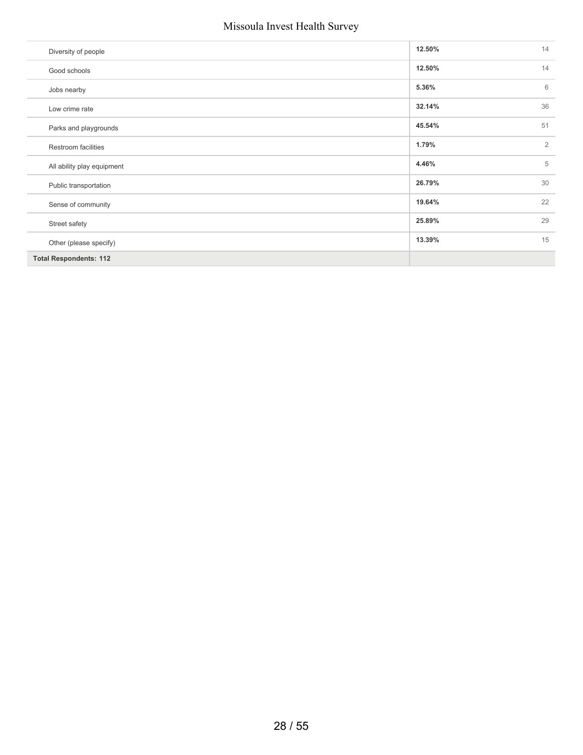| | | |
|---|---|---|
| Diversity of people | **12.50%** | 14 |
| Good schools | **12.50%** | 14 |
| Jobs nearby | **5.36%** | 6 |
| Low crime rate | **32.14%** | 36 |
| Parks and playgrounds | **45.54%** | 51 |
| Restroom facilities | **1.79%** | 2 |
| All ability play equipment | **4.46%** | 5 |
| Public transportation | **26.79%** | 30 |
| Sense of community | **19.64%** | 22 |
| Street safety | **25.89%** | 29 |
| Other (please specify) | **13.39%** | 15 |
| **Total Respondents: 112** | | |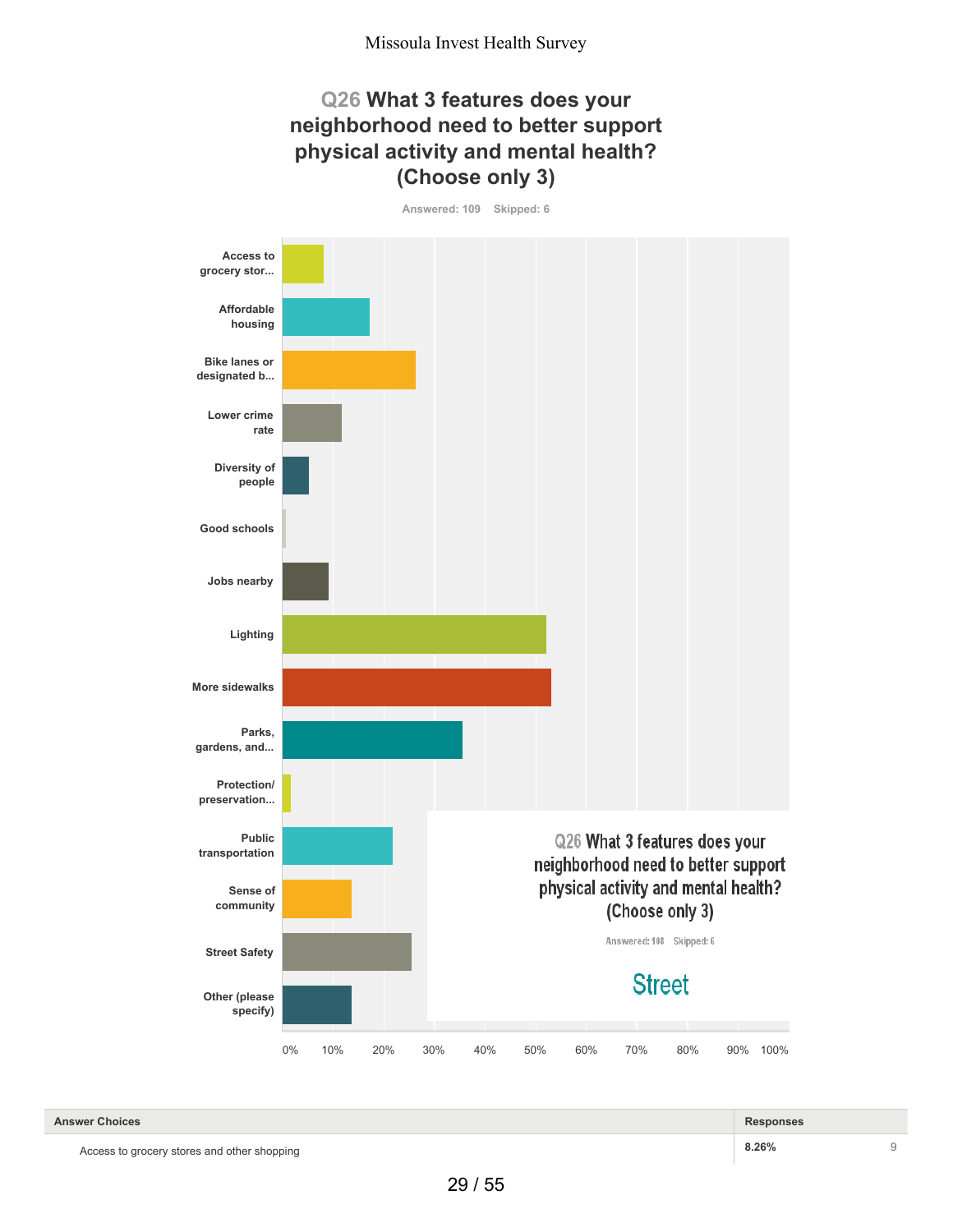## Q26 What 3 features does your neighborhood need to better support physical activity and mental health? (Choose only 3)

Answered: 109 Skipped: 6

| Answer Choices | Responses | |
|---|---|---|
| Access to grocery stores and other shopping | 8.26% | 9 |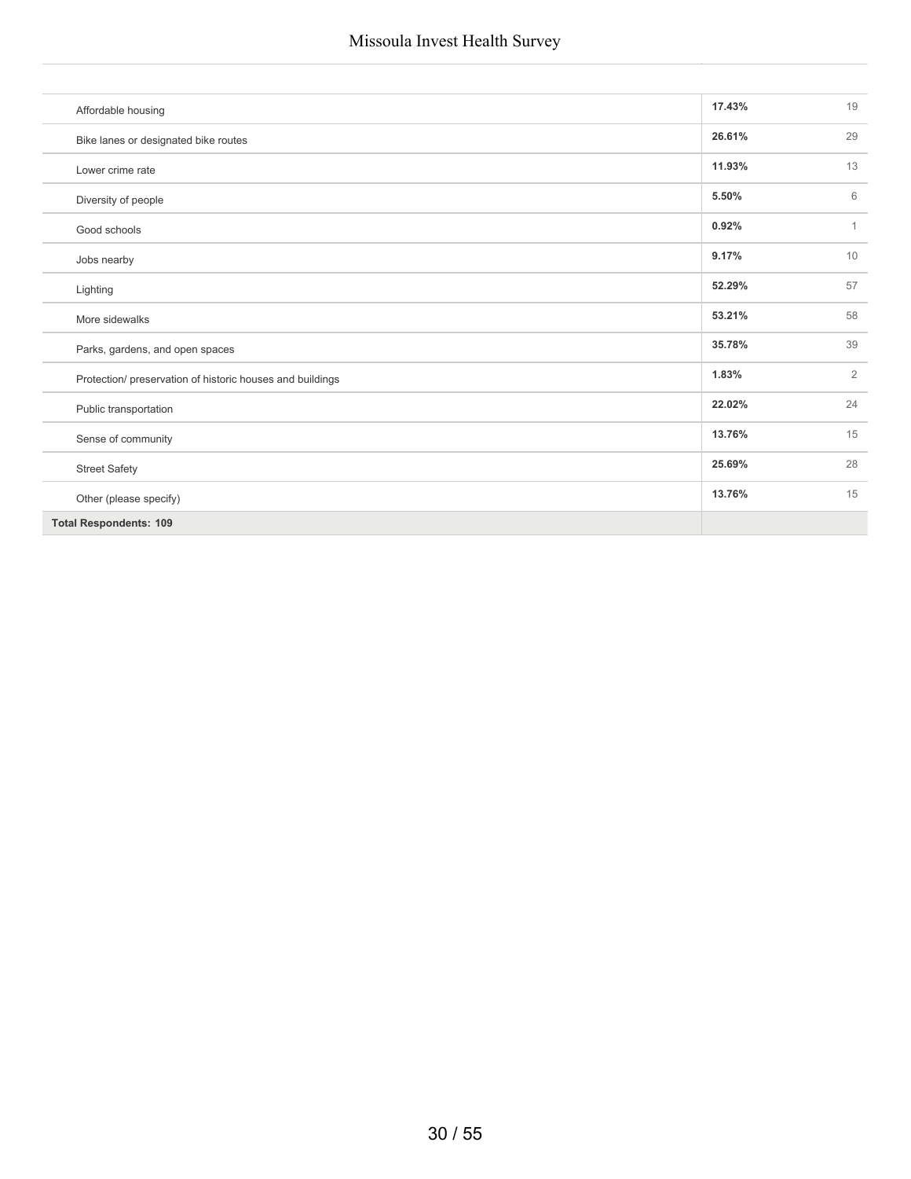| | | |
|---|---|---|
| Affordable housing | **17.43%** | 19 |
| Bike lanes or designated bike routes | **26.61%** | 29 |
| Lower crime rate | **11.93%** | 13 |
| Diversity of people | **5.50%** | 6 |
| Good schools | **0.92%** | 1 |
| Jobs nearby | **9.17%** | 10 |
| Lighting | **52.29%** | 57 |
| More sidewalks | **53.21%** | 58 |
| Parks, gardens, and open spaces | **35.78%** | 39 |
| Protection/ preservation of historic houses and buildings | **1.83%** | 2 |
| Public transportation | **22.02%** | 24 |
| Sense of community | **13.76%** | 15 |
| Street Safety | **25.69%** | 28 |
| Other (please specify) | **13.76%** | 15 |
| **Total Respondents: 109** | | |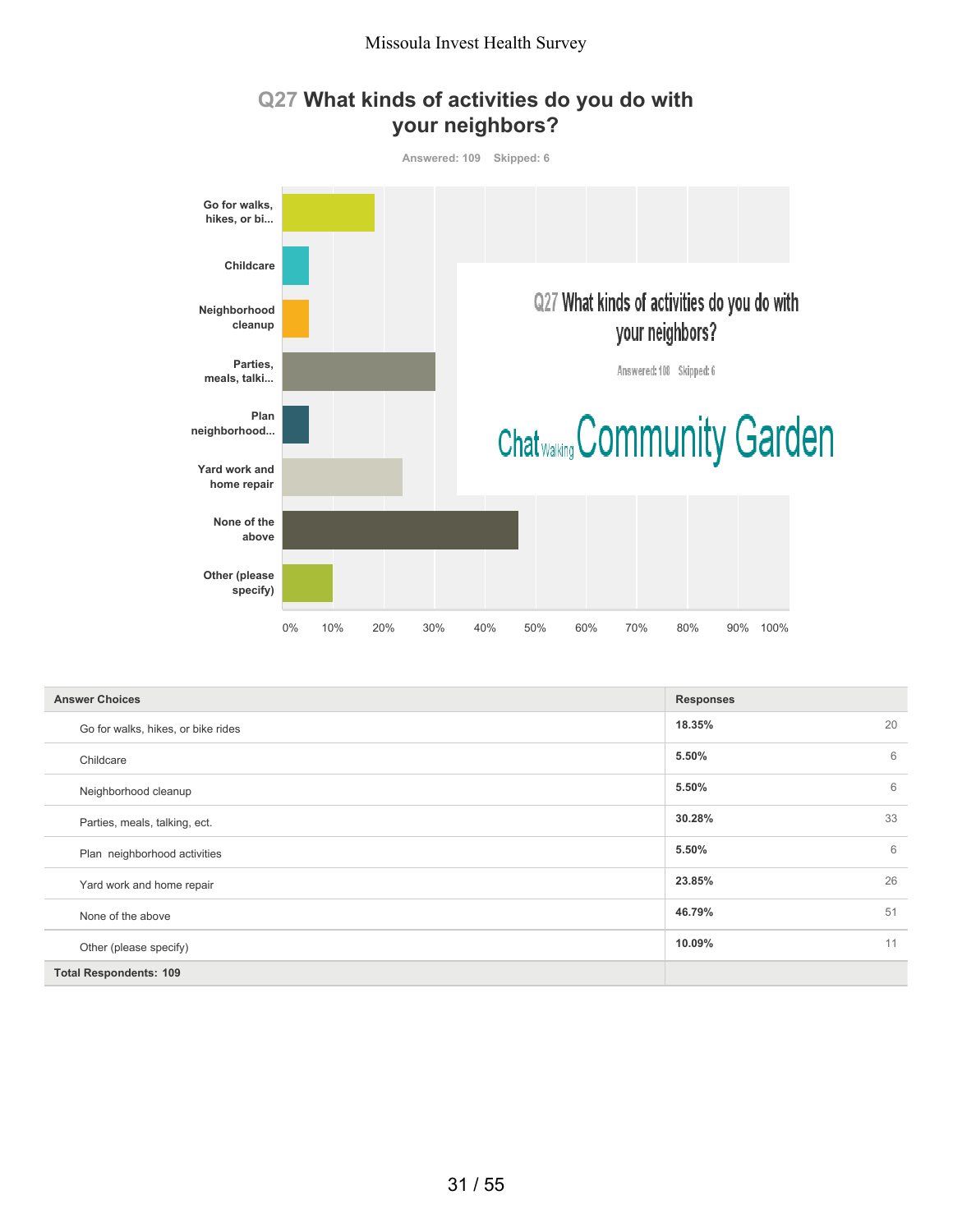## Q27 What kinds of activities do you do with your neighbors?

Answered: 109 Skipped: 6

| Answer Choices | Responses | |
|---|---|---|
| Go for walks, hikes, or bike rides | 18.35% | 20 |
| Childcare | 5.50% | 6 |
| Neighborhood cleanup | 5.50% | 6 |
| Parties, meals, talking, ect. | 30.28% | 33 |
| Plan neighborhood activities | 5.50% | 6 |
| Yard work and home repair | 23.85% | 26 |
| None of the above | 46.79% | 51 |
| Other (please specify) | 10.09% | 11 |
| **Total Respondents: 109** | | |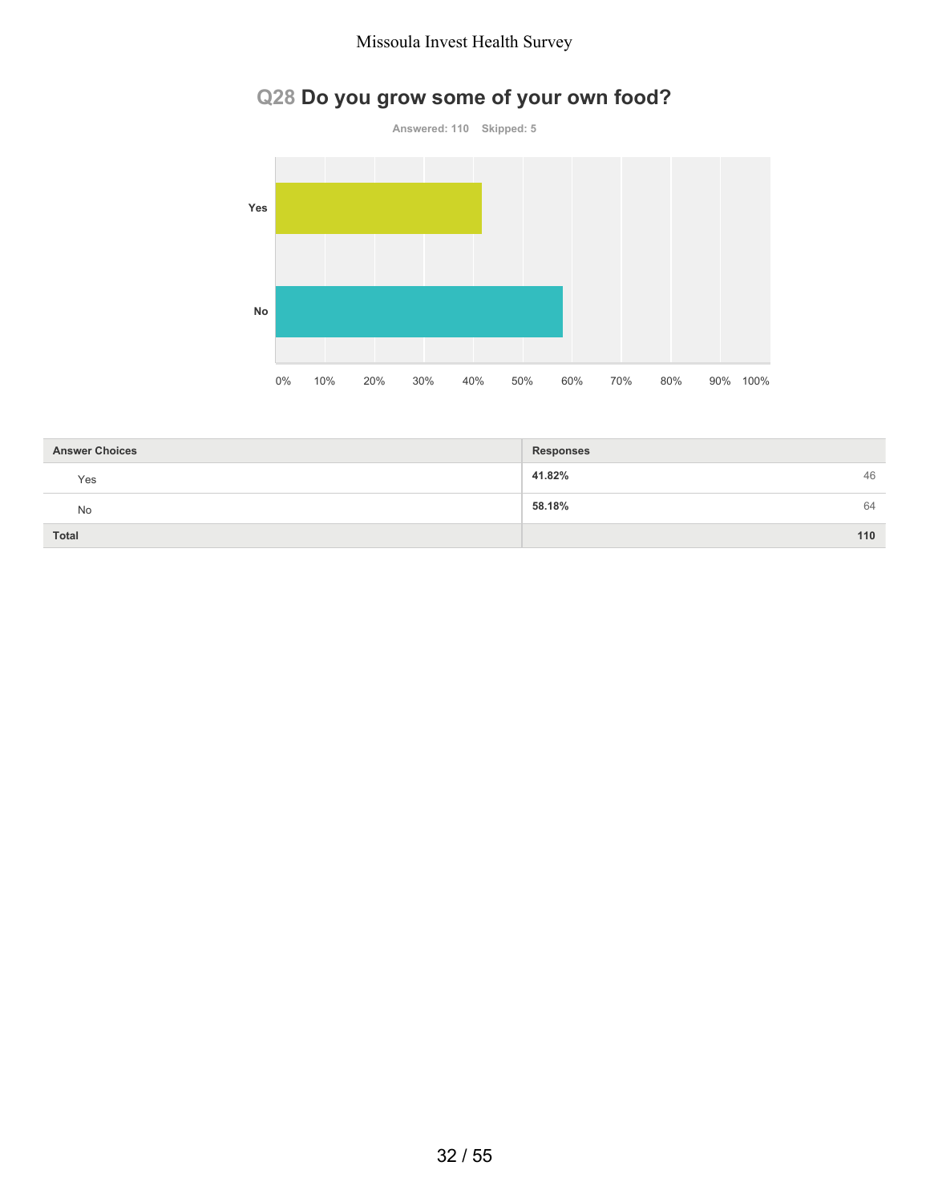## Q28 Do you grow some of your own food?

Answered: 110 Skipped: 5

| Answer Choices | Responses | |
|---|---|---|
| Yes | 41.82% | 46 |
| No | 58.18% | 64 |
| Total | | 110 |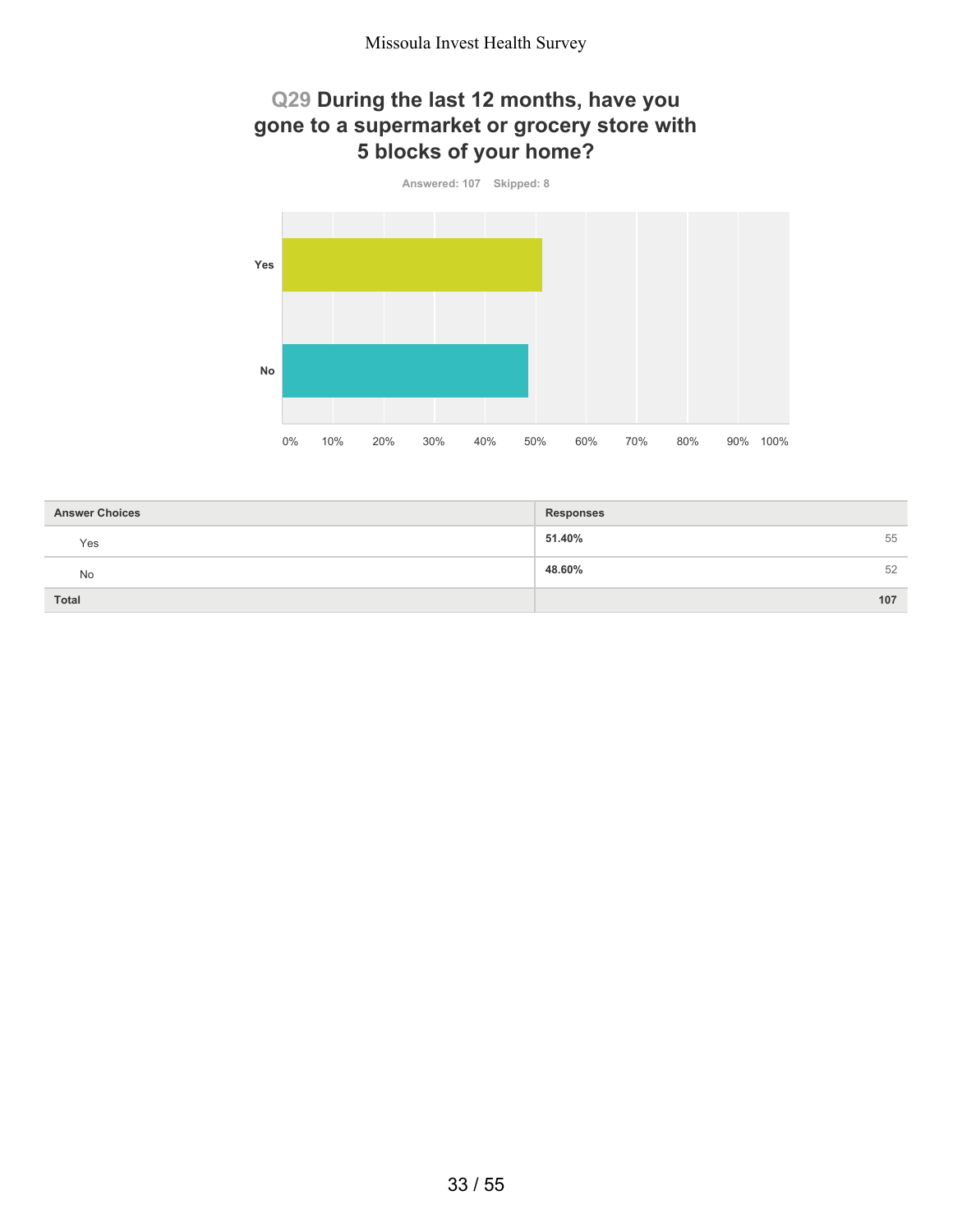## Q29 During the last 12 months, have you gone to a supermarket or grocery store with 5 blocks of your home?

Answered: 107 Skipped: 8

| Answer Choices | Responses | |
|---|---|---|
| Yes | 51.40% | 55 |
| No | 48.60% | 52 |
| Total | | 107 |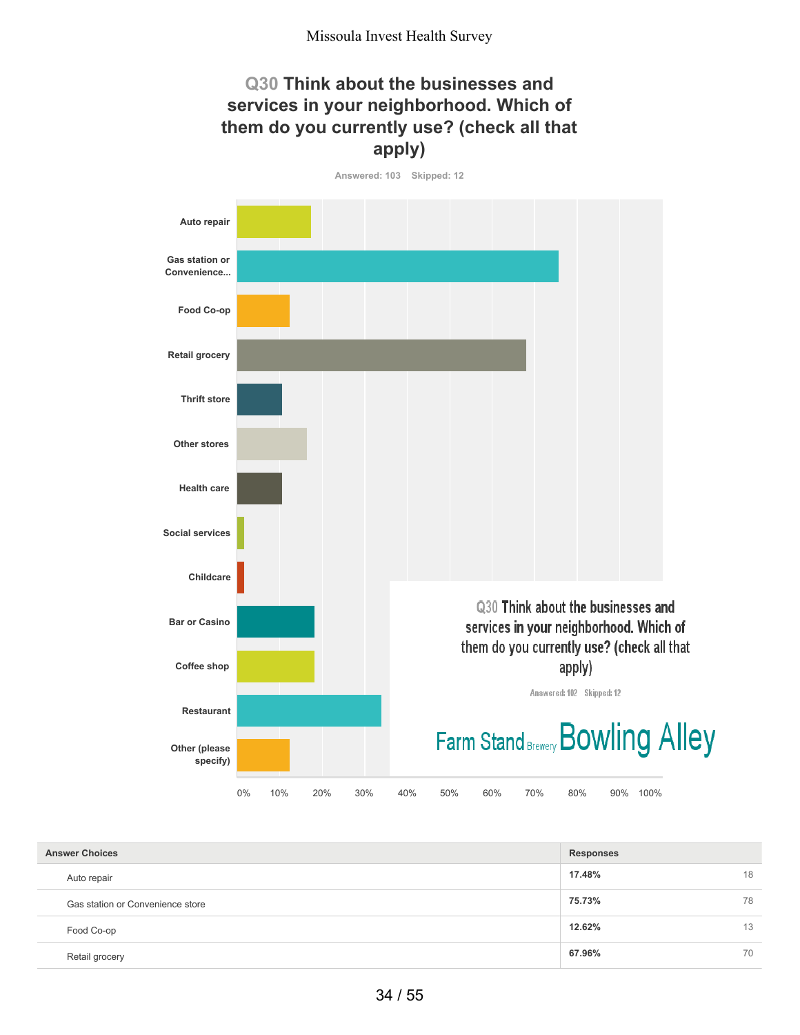## Q30 Think about the businesses and services in your neighborhood. Which of them do you currently use? (check all that apply)

Answered: 103 Skipped: 12

Auto repair

Gas station or Convenience...

Food Co-op

Retail grocery

Thrift store

Other stores

Health care

Social services

Childcare

Bar or Casino

Coffee shop

Restaurant

Other (please specify)

0% 10% 20% 30% 40% 50% 60% 70% 80% 90% 100%

Q30 Think about the businesses and services in your neighborhood. Which of them do you currently use? (check all that apply)

Answered: 102 Skipped: 12

Farm Stand Brewery Bowling Alley

| Answer Choices | Responses | |
|---|---|---|
| Auto repair | 17.48% | 18 |
| Gas station or Convenience store | 75.73% | 78 |
| Food Co-op | 12.62% | 13 |
| Retail grocery | 67.96% | 70 |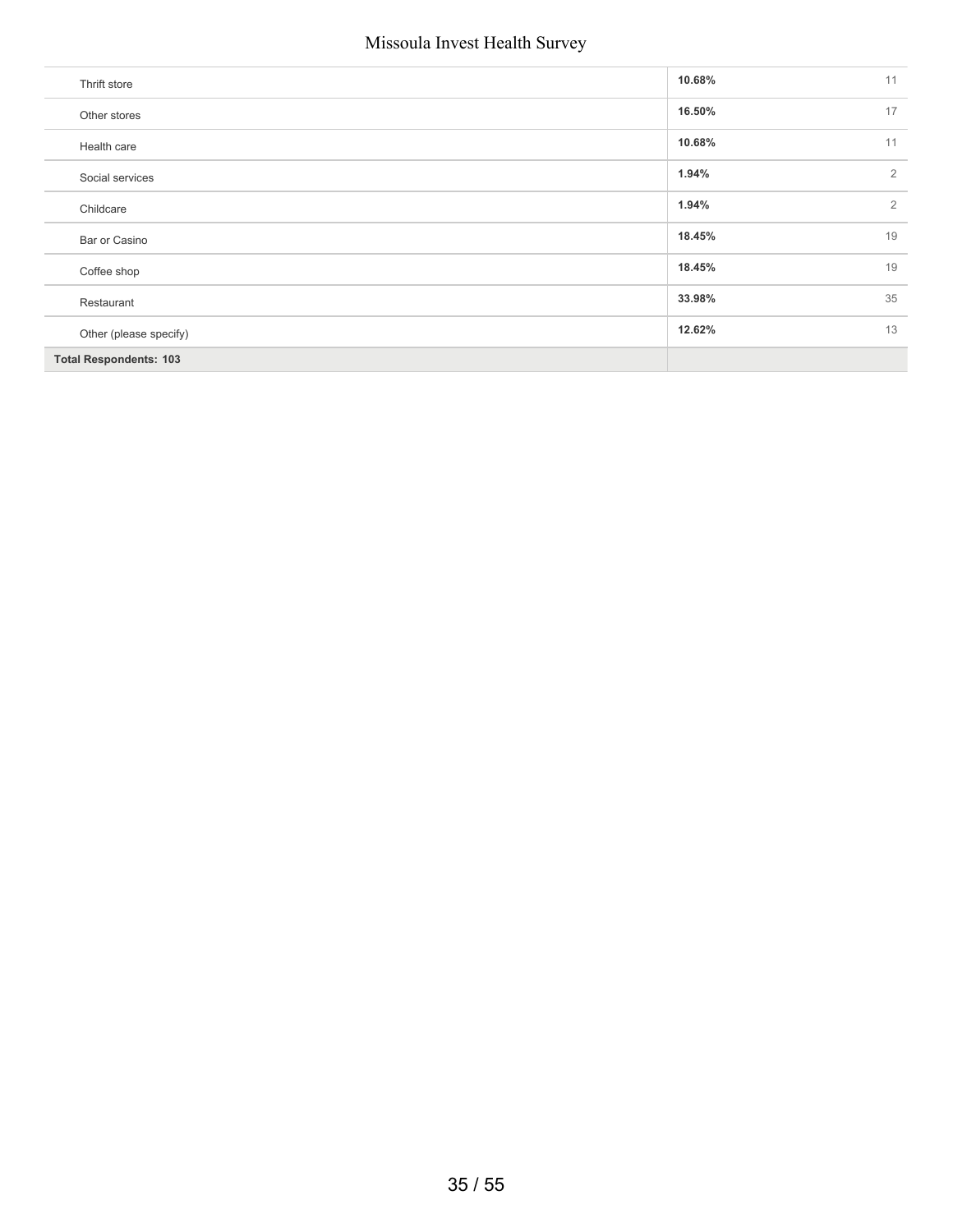| | | |
|---|---|---|
| Thrift store | **10.68%** | 11 |
| Other stores | **16.50%** | 17 |
| Health care | **10.68%** | 11 |
| Social services | **1.94%** | 2 |
| Childcare | **1.94%** | 2 |
| Bar or Casino | **18.45%** | 19 |
| Coffee shop | **18.45%** | 19 |
| Restaurant | **33.98%** | 35 |
| Other (please specify) | **12.62%** | 13 |
| **Total Respondents: 103** | | |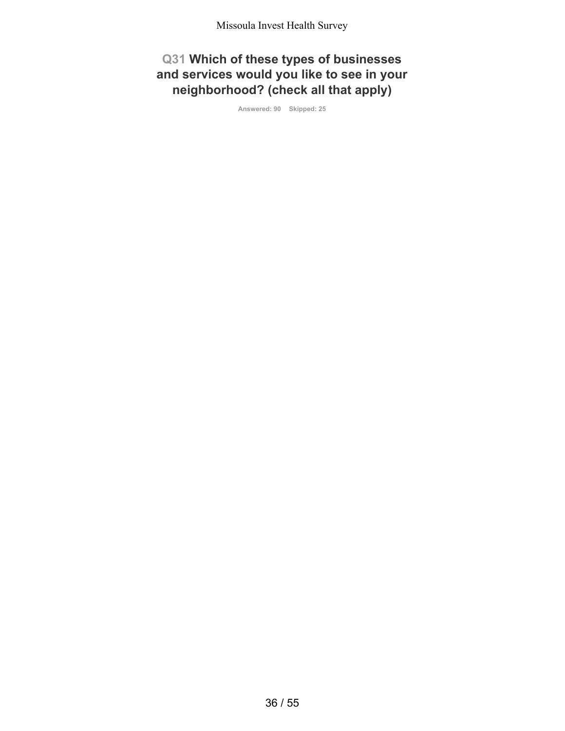## Q31 Which of these types of businesses and services would you like to see in your neighborhood? (check all that apply)

Answered: 90 Skipped: 25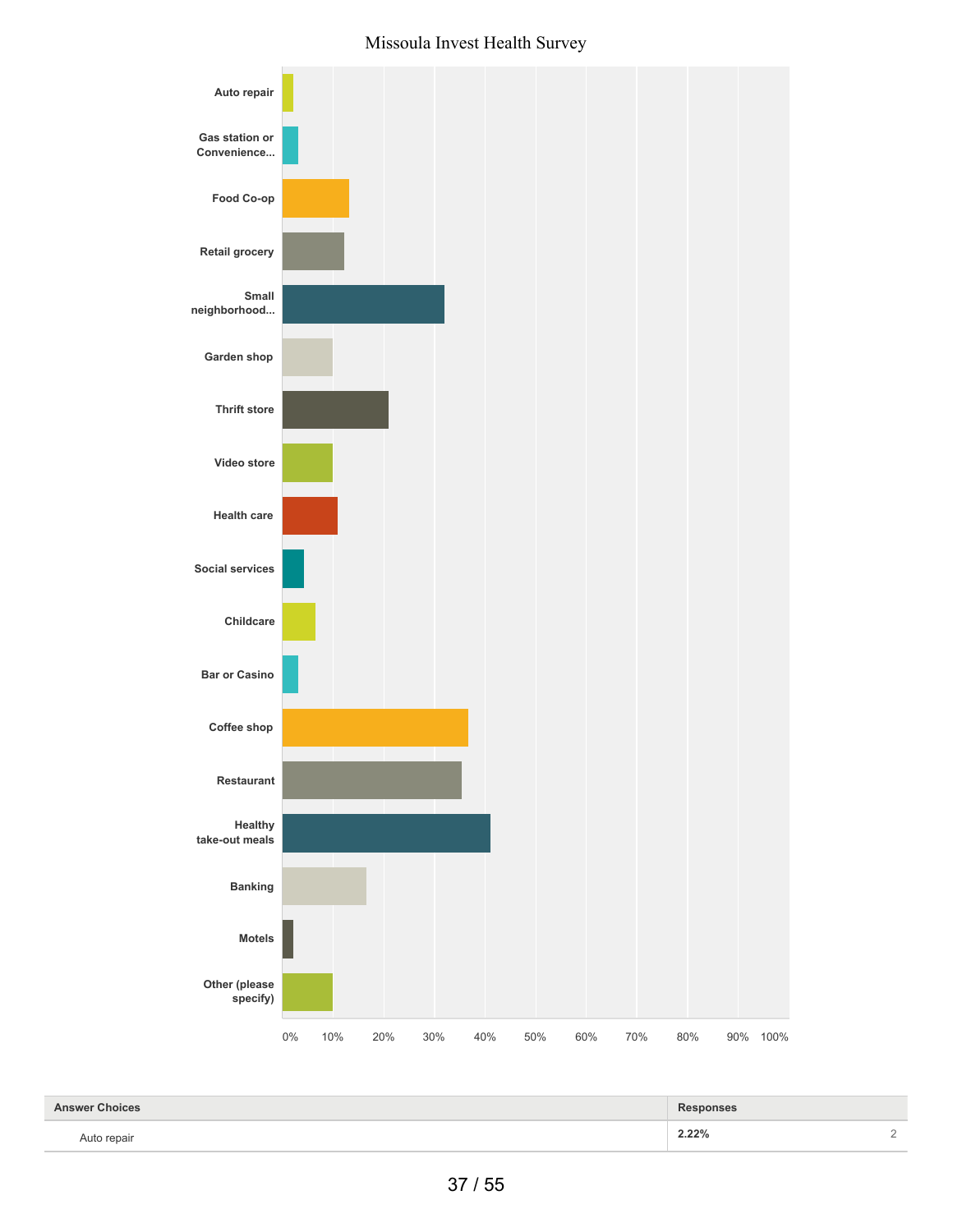# Missoula Invest Health Survey

Auto repair

Gas station or Convenience...

Food Co-op

Retail grocery

Small neighborhood...

Garden shop

Thrift store

Video store

Health care

Social services

Childcare

Bar or Casino

Coffee shop

Restaurant

Healthy take-out meals

Banking

Motels

Other (please specify)

0% 10% 20% 30% 40% 50% 60% 70% 80% 90% 100%

| Answer Choices | Responses | |
|---|---|---|
| Auto repair | **2.22%** | 2 |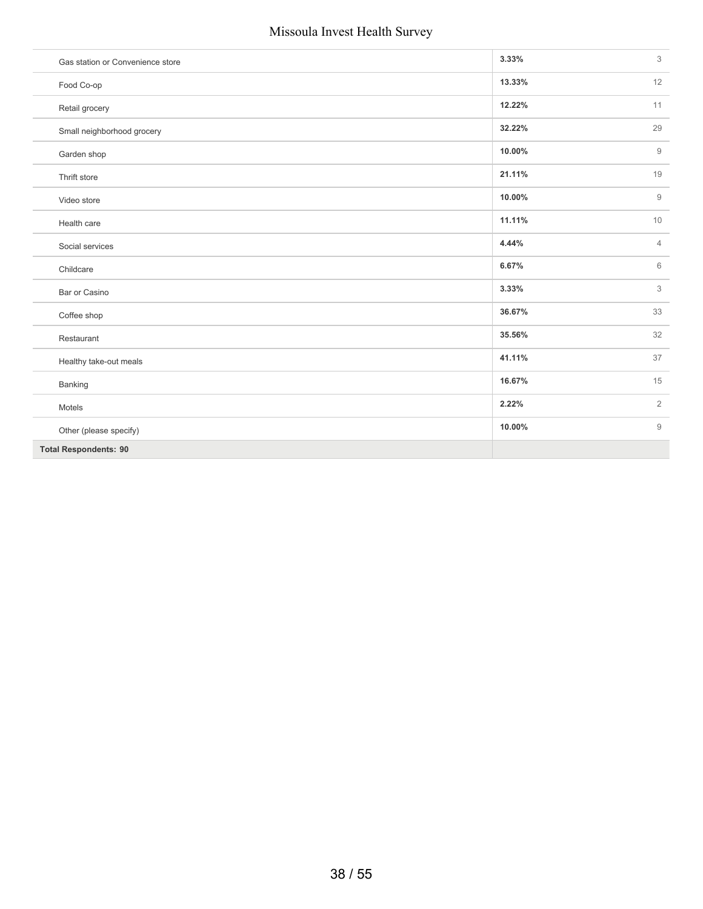| | | |
|---|---|---|
| Gas station or Convenience store | 3.33% | 3 |
| Food Co-op | 13.33% | 12 |
| Retail grocery | 12.22% | 11 |
| Small neighborhood grocery | 32.22% | 29 |
| Garden shop | 10.00% | 9 |
| Thrift store | 21.11% | 19 |
| Video store | 10.00% | 9 |
| Health care | 11.11% | 10 |
| Social services | 4.44% | 4 |
| Childcare | 6.67% | 6 |
| Bar or Casino | 3.33% | 3 |
| Coffee shop | 36.67% | 33 |
| Restaurant | 35.56% | 32 |
| Healthy take-out meals | 41.11% | 37 |
| Banking | 16.67% | 15 |
| Motels | 2.22% | 2 |
| Other (please specify) | 10.00% | 9 |
| **Total Respondents: 90** | | |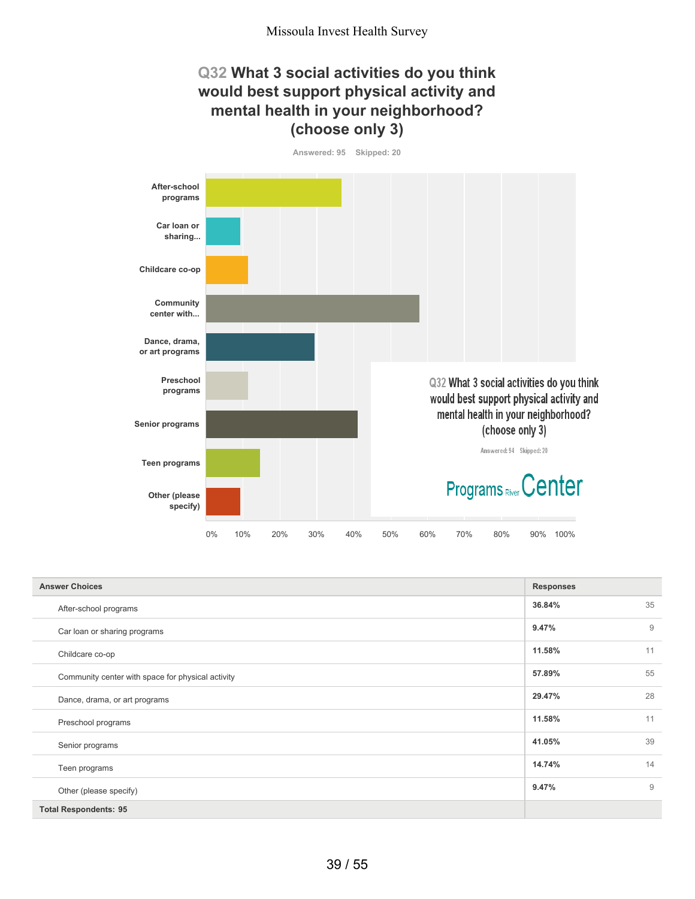## Q32 What 3 social activities do you think would best support physical activity and mental health in your neighborhood? (choose only 3)

Answered: 95 Skipped: 20

| Answer Choices | Responses | |
|---|---|---|
| After-school programs | 36.84% | 35 |
| Car loan or sharing programs | 9.47% | 9 |
| Childcare co-op | 11.58% | 11 |
| Community center with space for physical activity | 57.89% | 55 |
| Dance, drama, or art programs | 29.47% | 28 |
| Preschool programs | 11.58% | 11 |
| Senior programs | 41.05% | 39 |
| Teen programs | 14.74% | 14 |
| Other (please specify) | 9.47% | 9 |
| **Total Respondents: 95** | | |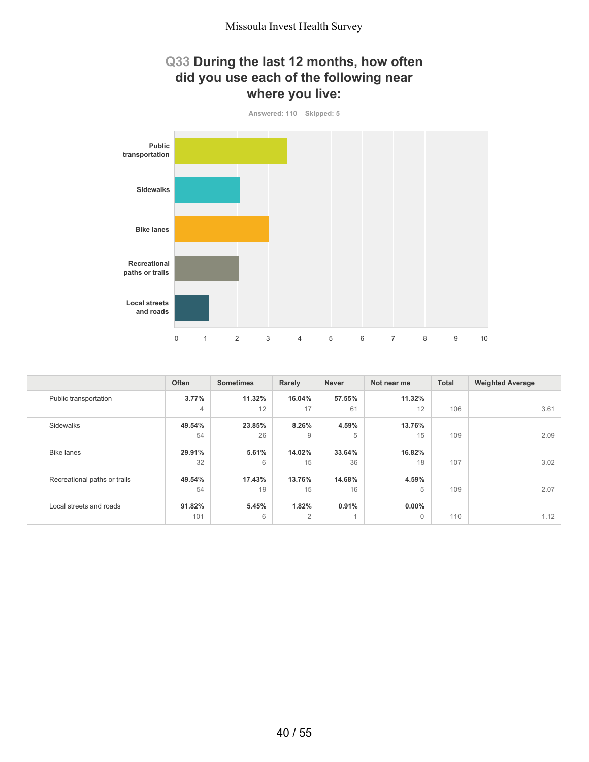## Q33 During the last 12 months, how often did you use each of the following near where you live:

Answered: 110 Skipped: 5

| | Often | Sometimes | Rarely | Never | Not near me | Total | Weighted Average |
|---|---|---|---|---|---|---|---|
| Public transportation | 3.77%<br>4 | 11.32%<br>12 | 16.04%<br>17 | 57.55%<br>61 | 11.32%<br>12 | 106 | 3.61 |
| Sidewalks | 49.54%<br>54 | 23.85%<br>26 | 8.26%<br>9 | 4.59%<br>5 | 13.76%<br>15 | 109 | 2.09 |
| Bike lanes | 29.91%<br>32 | 5.61%<br>6 | 14.02%<br>15 | 33.64%<br>36 | 16.82%<br>18 | 107 | 3.02 |
| Recreational paths or trails | 49.54%<br>54 | 17.43%<br>19 | 13.76%<br>15 | 14.68%<br>16 | 4.59%<br>5 | 109 | 2.07 |
| Local streets and roads | 91.82%<br>101 | 5.45%<br>6 | 1.82%<br>2 | 0.91%<br>1 | 0.00%<br>0 | 110 | 1.12 |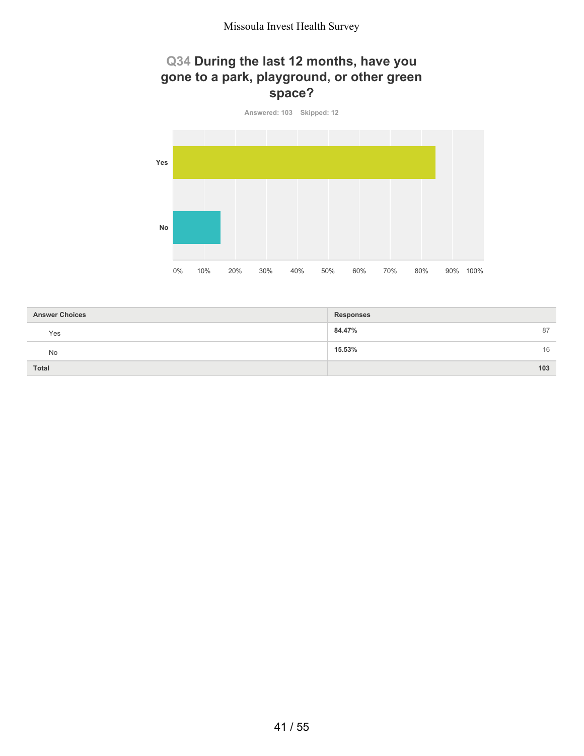## Q34 During the last 12 months, have you gone to a park, playground, or other green space?

Answered: 103 Skipped: 12

| Answer Choices | Responses | |
|---|---|---|
| Yes | **84.47%** | 87 |
| No | **15.53%** | 16 |
| **Total** | | **103** |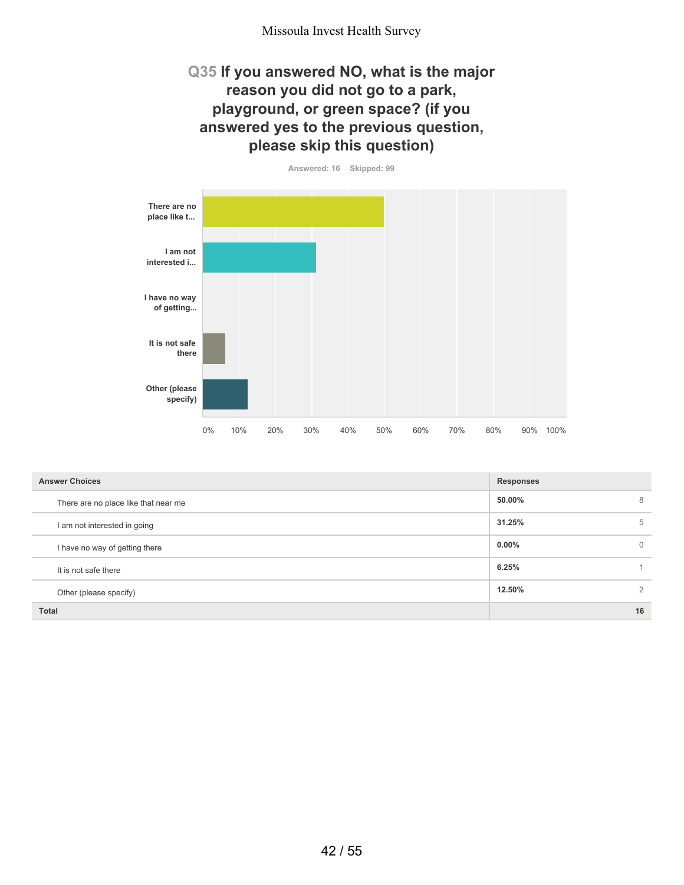## Q35 If you answered NO, what is the major reason you did not go to a park, playground, or green space? (if you answered yes to the previous question, please skip this question)

Answered: 16 Skipped: 99

| Answer Choices | Responses | |
|---|---|---|
| There are no place like that near me | 50.00% | 8 |
| I am not interested in going | 31.25% | 5 |
| I have no way of getting there | 0.00% | 0 |
| It is not safe there | 6.25% | 1 |
| Other (please specify) | 12.50% | 2 |
| **Total** | | **16** |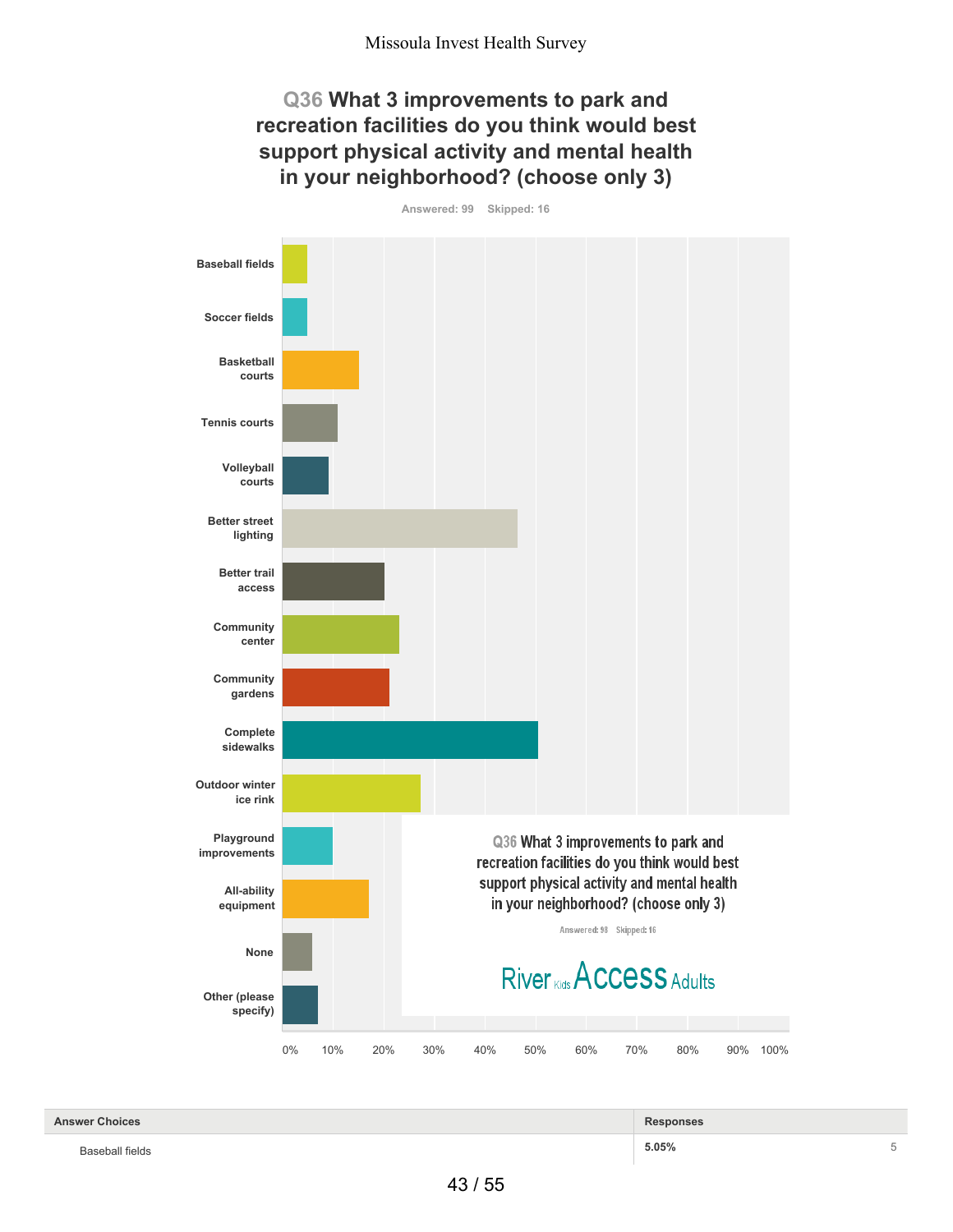# Q36 What 3 improvements to park and recreation facilities do you think would best support physical activity and mental health in your neighborhood? (choose only 3)

Answered: 99 Skipped: 16

Baseball fields

Soccer fields

Basketball courts

Tennis courts

Volleyball courts

Better street lighting

Better trail access

Community center

Community gardens

Complete sidewalks

Outdoor winter ice rink

Playground improvements

All-ability equipment

None

Other (please specify)

0% 10% 20% 30% 40% 50% 60% 70% 80% 90% 100%

Q36 What 3 improvements to park and recreation facilities do you think would best support physical activity and mental health in your neighborhood? (choose only 3)

Answered: 98 Skipped: 16

River Kids Access Adults

| Answer Choices | Responses | |
|---|---|---|
| Baseball fields | 5.05% | 5 |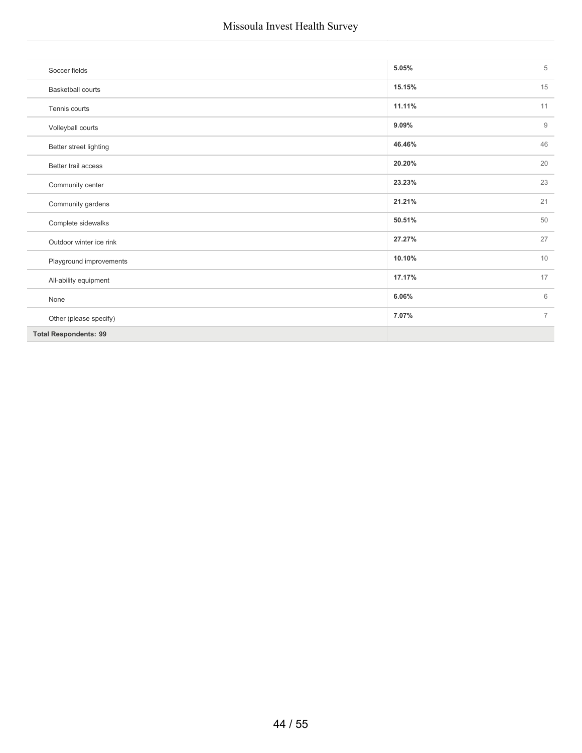| Answer Choices | Responses | |
|---|---|---|
| Soccer fields | 5.05% | 5 |
| Basketball courts | 15.15% | 15 |
| Tennis courts | 11.11% | 11 |
| Volleyball courts | 9.09% | 9 |
| Better street lighting | 46.46% | 46 |
| Better trail access | 20.20% | 20 |
| Community center | 23.23% | 23 |
| Community gardens | 21.21% | 21 |
| Complete sidewalks | 50.51% | 50 |
| Outdoor winter ice rink | 27.27% | 27 |
| Playground improvements | 10.10% | 10 |
| All-ability equipment | 17.17% | 17 |
| None | 6.06% | 6 |
| Other (please specify) | 7.07% | 7 |
| **Total Respondents: 99** | | |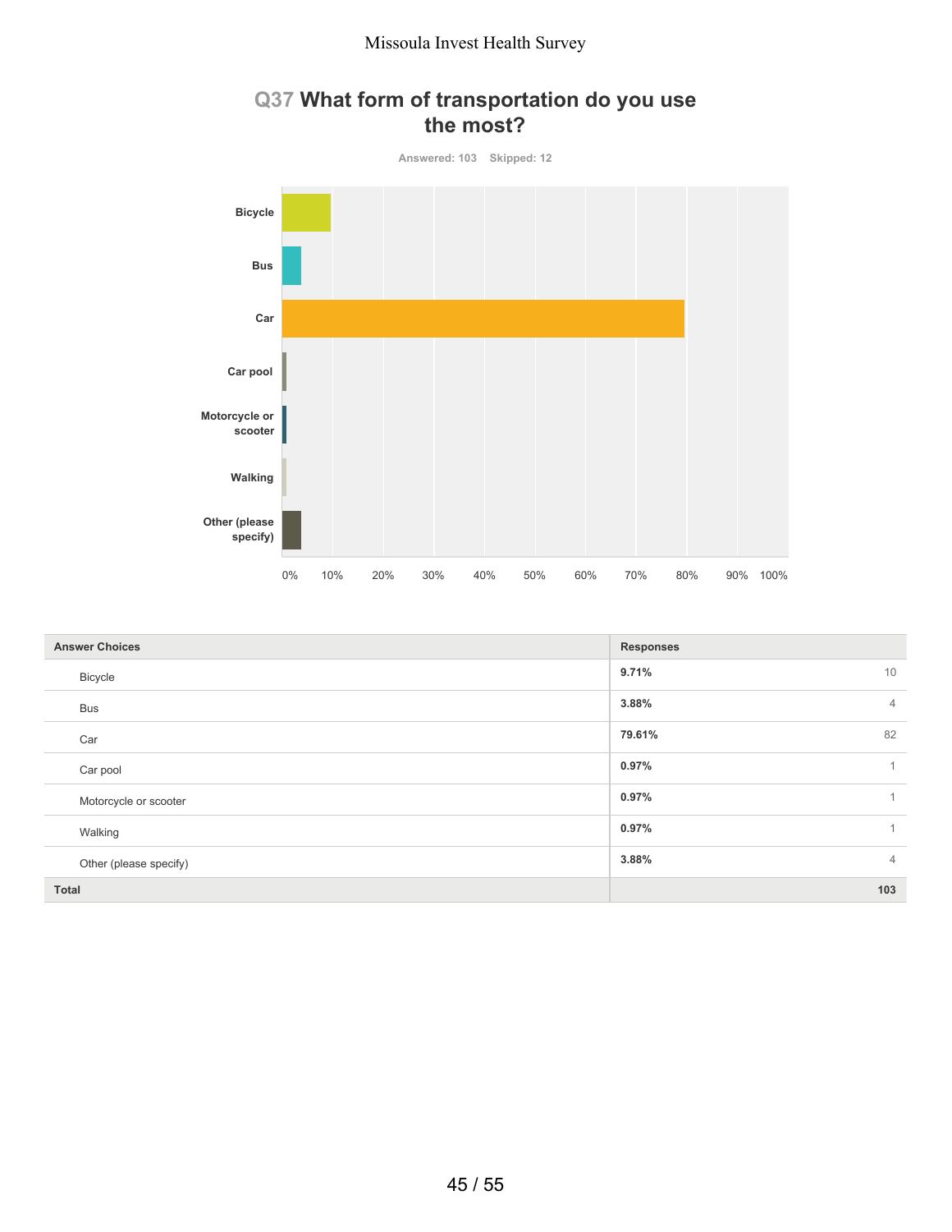## Q37 What form of transportation do you use the most?

Answered: 103 Skipped: 12

| Answer Choices | Responses | |
|---|---|---|
| Bicycle | 9.71% | 10 |
| Bus | 3.88% | 4 |
| Car | 79.61% | 82 |
| Car pool | 0.97% | 1 |
| Motorcycle or scooter | 0.97% | 1 |
| Walking | 0.97% | 1 |
| Other (please specify) | 3.88% | 4 |
| **Total** | | **103** |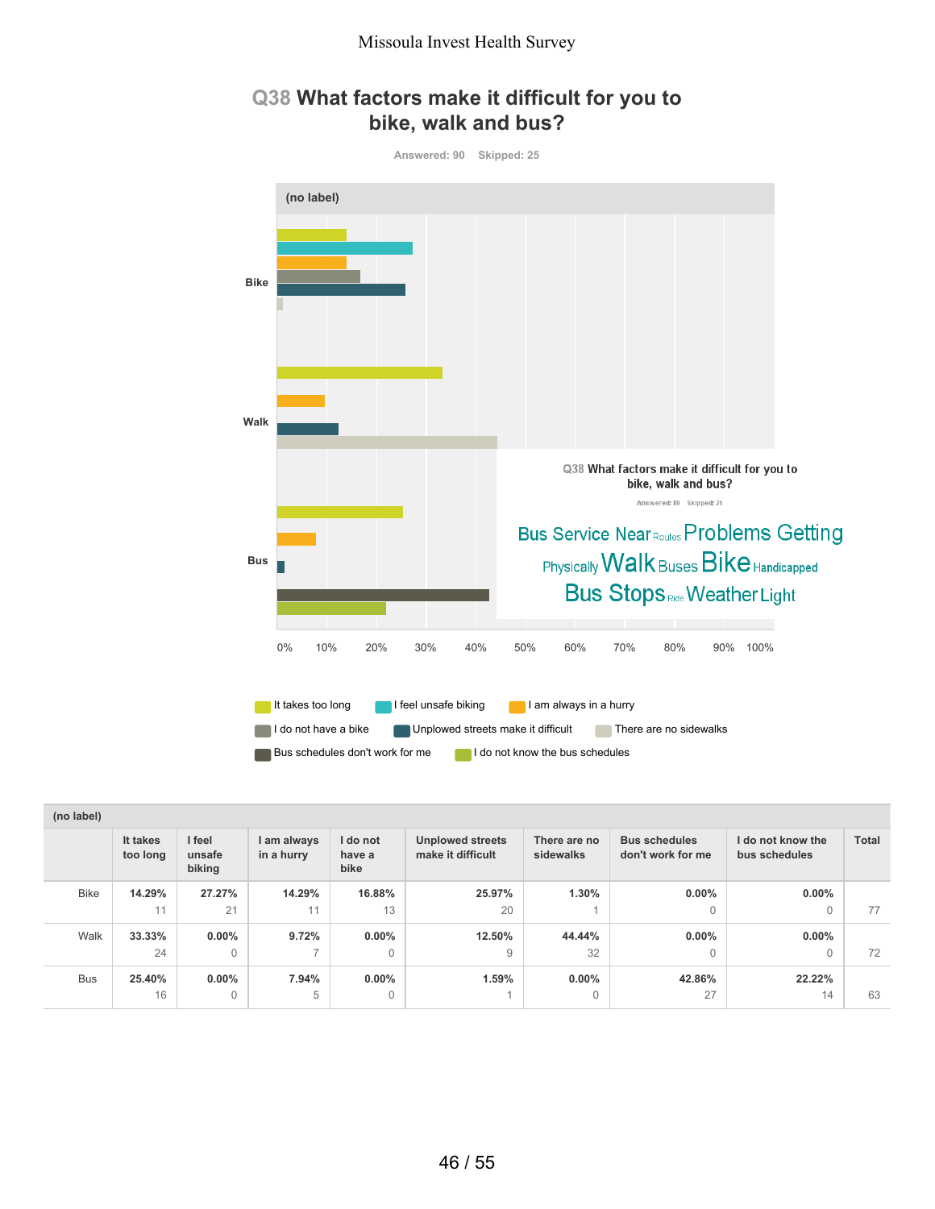# Q38 What factors make it difficult for you to bike, walk and bus?

Answered: 90    Skipped: 25

(no label)

Bike

Walk

Bus

0% 10% 20% 30% 40% 50% 60% 70% 80% 90% 100%

Q38 What factors make it difficult for you to bike, walk and bus?

Answered: 89    Skipped: 25

Bus Service Near Routes Problems Getting Physically Walk Buses Bike Handicapped Bus Stops Ride Weather Light

It takes too long | I feel unsafe biking | I am always in a hurry | I do not have a bike | Unplowed streets make it difficult | There are no sidewalks | Bus schedules don't work for me | I do not know the bus schedules

| (no label) | It takes too long | I feel unsafe biking | I am always in a hurry | I do not have a bike | Unplowed streets make it difficult | There are no sidewalks | Bus schedules don't work for me | I do not know the bus schedules | Total |
|---|---|---|---|---|---|---|---|---|---|
| Bike | **14.29%** 11 | **27.27%** 21 | **14.29%** 11 | **16.88%** 13 | **25.97%** 20 | **1.30%** 1 | **0.00%** 0 | **0.00%** 0 | 77 |
| Walk | **33.33%** 24 | **0.00%** 0 | **9.72%** 7 | **0.00%** 0 | **12.50%** 9 | **44.44%** 32 | **0.00%** 0 | **0.00%** 0 | 72 |
| Bus | **25.40%** 16 | **0.00%** 0 | **7.94%** 5 | **0.00%** 0 | **1.59%** 1 | **0.00%** 0 | **42.86%** 27 | **22.22%** 14 | 63 |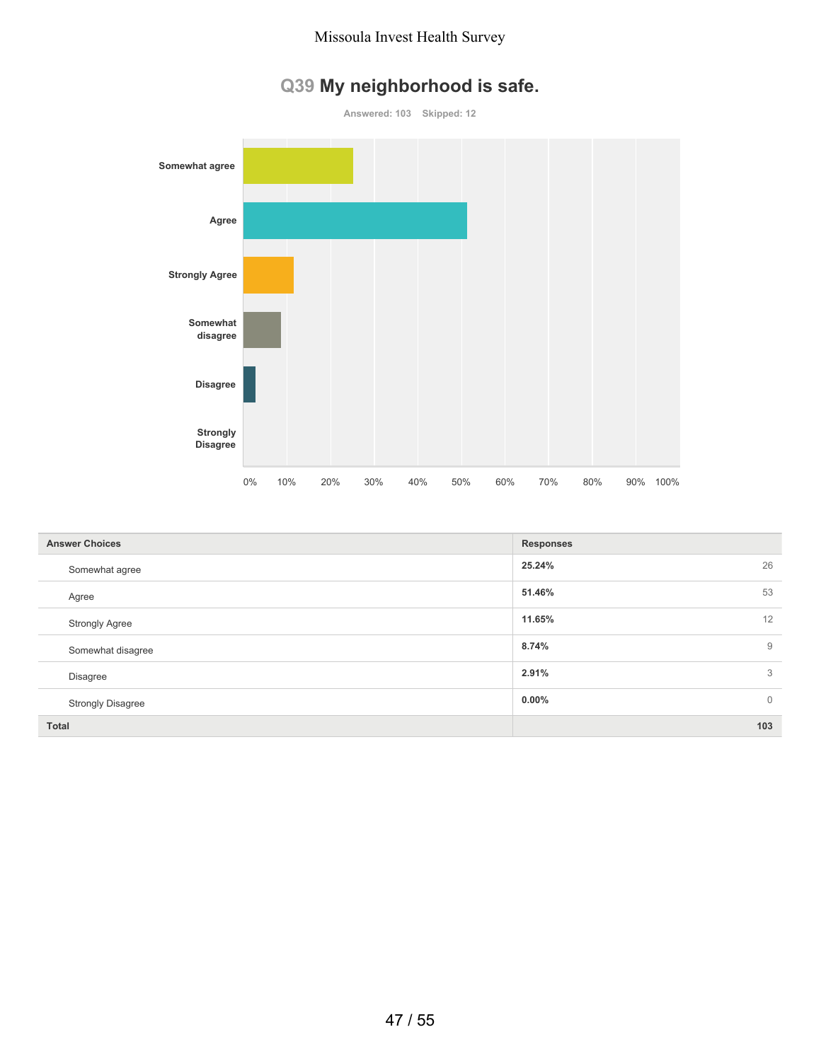# Q39 My neighborhood is safe.

Answered: 103 Skipped: 12

| Answer Choices | Responses | |
|---|---|---|
| Somewhat agree | **25.24%** | 26 |
| Agree | **51.46%** | 53 |
| Strongly Agree | **11.65%** | 12 |
| Somewhat disagree | **8.74%** | 9 |
| Disagree | **2.91%** | 3 |
| Strongly Disagree | **0.00%** | 0 |
| **Total** | | **103** |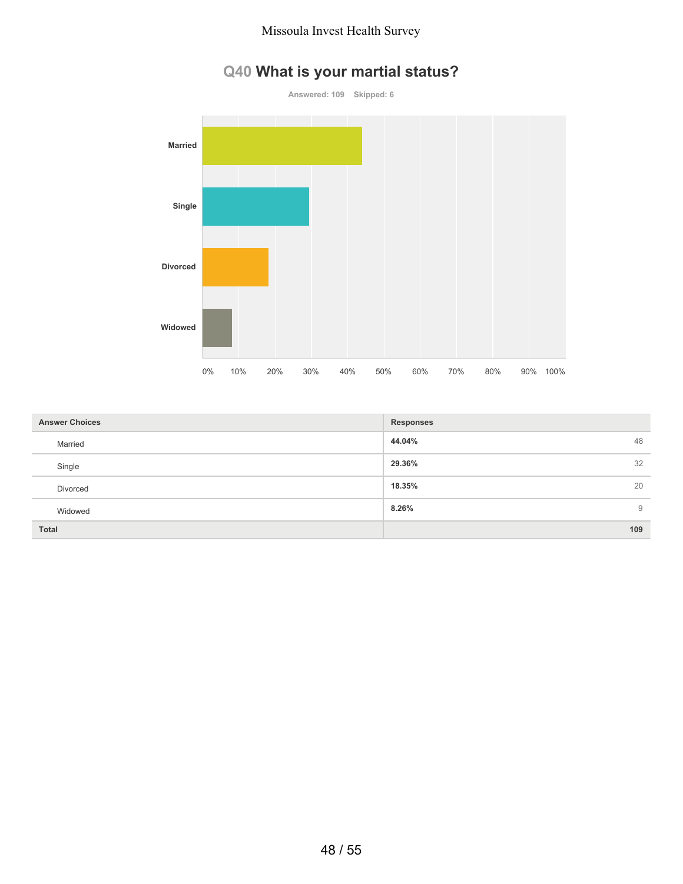## Q40 What is your martial status?

Answered: 109    Skipped: 6

| Answer Choices | Responses | |
|---|---|---|
| Married | 44.04% | 48 |
| Single | 29.36% | 32 |
| Divorced | 18.35% | 20 |
| Widowed | 8.26% | 9 |
| **Total** | | **109** |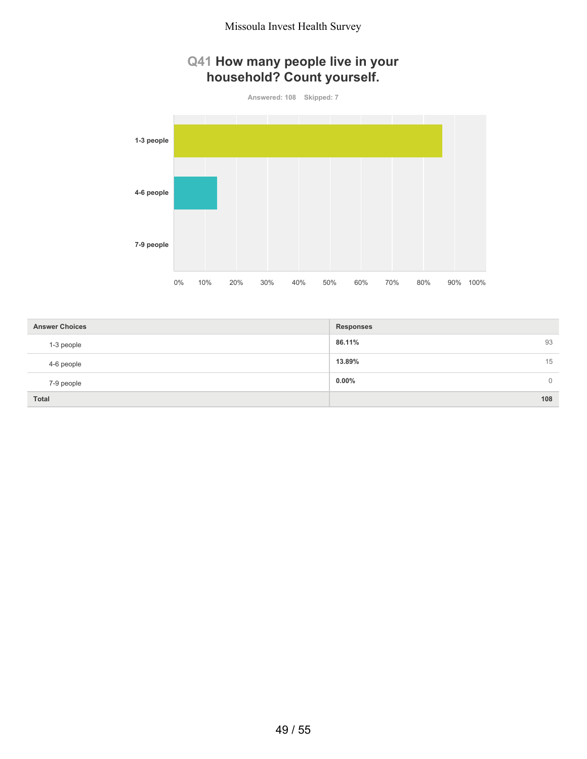## Q41 How many people live in your household? Count yourself.

Answered: 108 Skipped: 7

| Answer Choices | Responses | |
|---|---|---|
| 1-3 people | **86.11%** | 93 |
| 4-6 people | **13.89%** | 15 |
| 7-9 people | **0.00%** | 0 |
| **Total** | | **108** |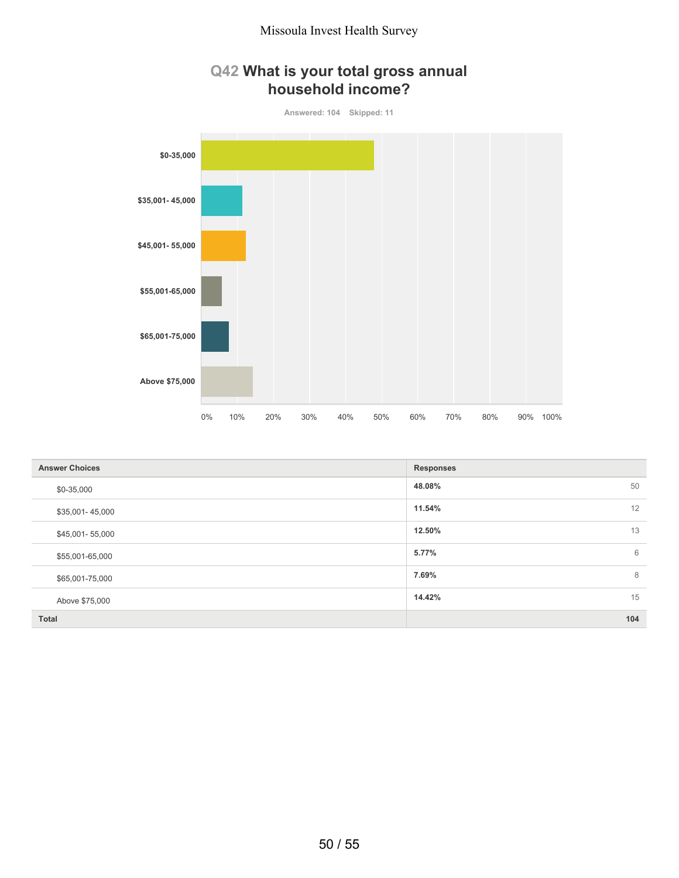# Q42 What is your total gross annual household income?

Answered: 104 Skipped: 11

| Answer Choices | Responses | |
|---|---|---|
| $0-35,000 | 48.08% | 50 |
| $35,001- 45,000 | 11.54% | 12 |
| $45,001- 55,000 | 12.50% | 13 |
| $55,001-65,000 | 5.77% | 6 |
| $65,001-75,000 | 7.69% | 8 |
| Above $75,000 | 14.42% | 15 |
| **Total** | | **104** |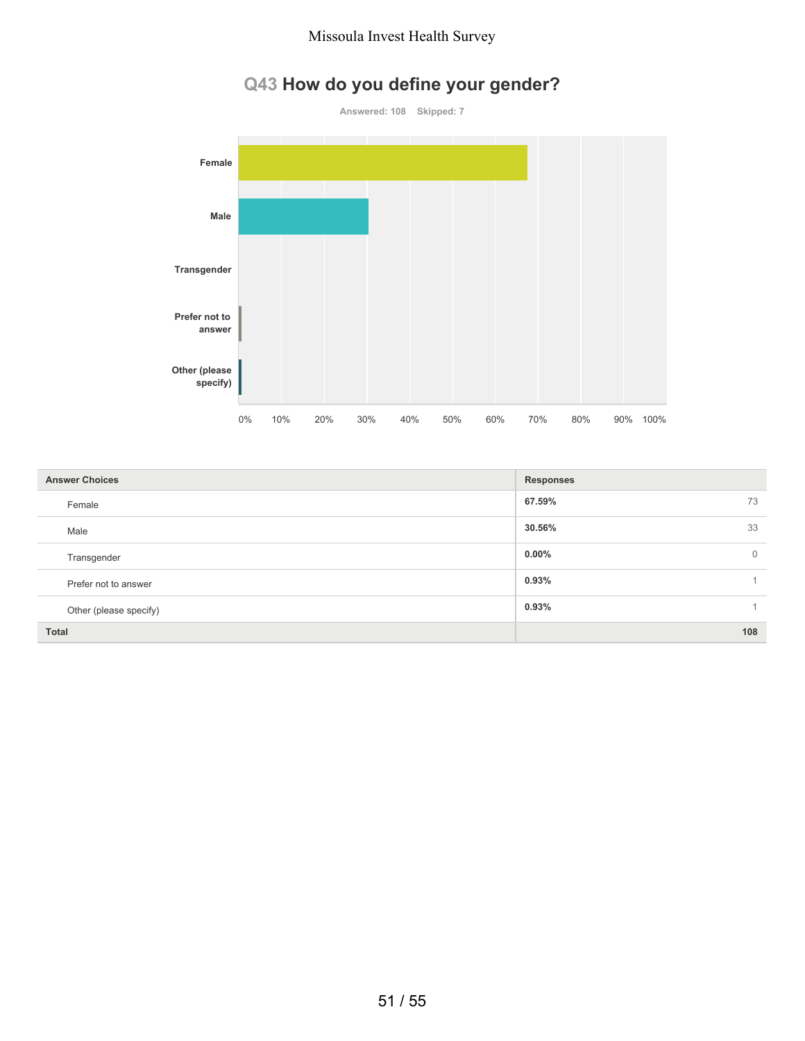# Q43 How do you define your gender?

Answered: 108    Skipped: 7

| Answer Choices | Responses | |
|---|---|---|
| Female | 67.59% | 73 |
| Male | 30.56% | 33 |
| Transgender | 0.00% | 0 |
| Prefer not to answer | 0.93% | 1 |
| Other (please specify) | 0.93% | 1 |
| **Total** | | **108** |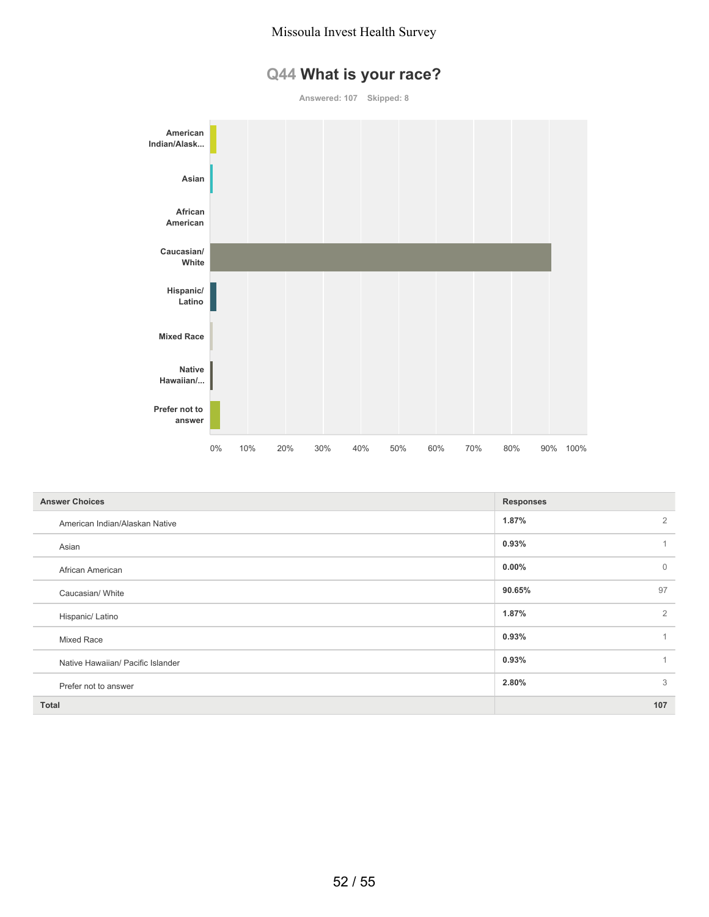## Q44 What is your race?

Answered: 107 Skipped: 8

| Answer Choices | Responses | |
|---|---|---|
| American Indian/Alaskan Native | 1.87% | 2 |
| Asian | 0.93% | 1 |
| African American | 0.00% | 0 |
| Caucasian/ White | 90.65% | 97 |
| Hispanic/ Latino | 1.87% | 2 |
| Mixed Race | 0.93% | 1 |
| Native Hawaiian/ Pacific Islander | 0.93% | 1 |
| Prefer not to answer | 2.80% | 3 |
| **Total** | | **107** |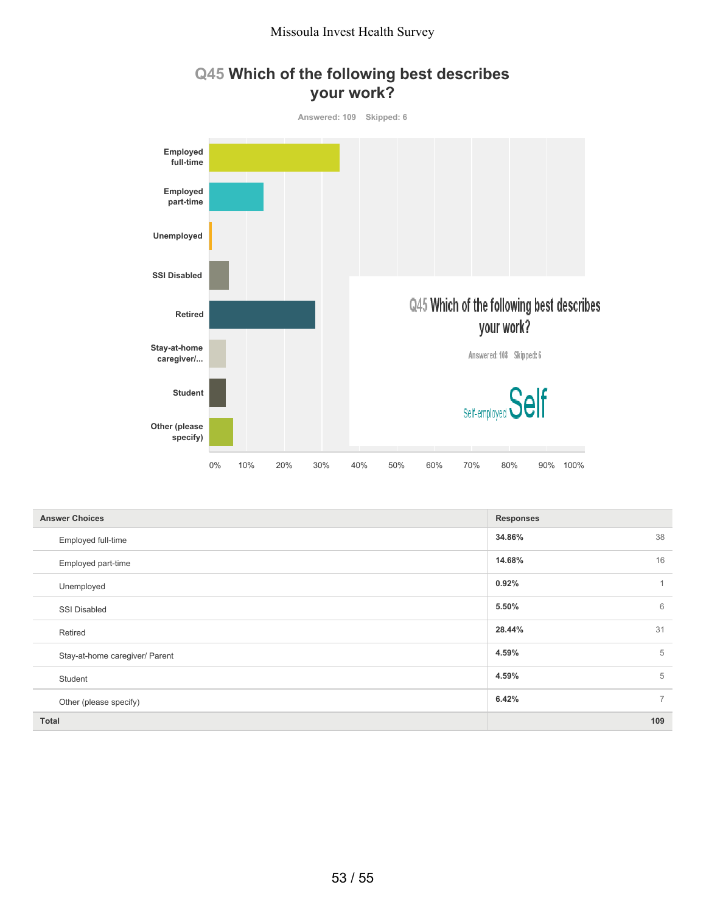## Q45 Which of the following best describes your work?

Answered: 109 Skipped: 6

| Answer Choices | Responses | |
|---|---|---|
| Employed full-time | 34.86% | 38 |
| Employed part-time | 14.68% | 16 |
| Unemployed | 0.92% | 1 |
| SSI Disabled | 5.50% | 6 |
| Retired | 28.44% | 31 |
| Stay-at-home caregiver/ Parent | 4.59% | 5 |
| Student | 4.59% | 5 |
| Other (please specify) | 6.42% | 7 |
| Total | | 109 |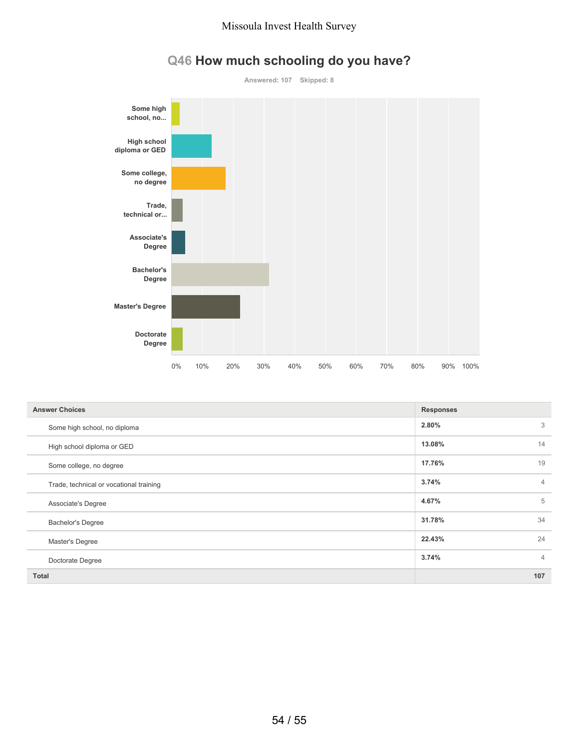## Q46 How much schooling do you have?

Answered: 107 Skipped: 8

| Answer Choices | Responses | |
|---|---|---|
| Some high school, no diploma | 2.80% | 3 |
| High school diploma or GED | 13.08% | 14 |
| Some college, no degree | 17.76% | 19 |
| Trade, technical or vocational training | 3.74% | 4 |
| Associate's Degree | 4.67% | 5 |
| Bachelor's Degree | 31.78% | 34 |
| Master's Degree | 22.43% | 24 |
| Doctorate Degree | 3.74% | 4 |
| **Total** | | **107** |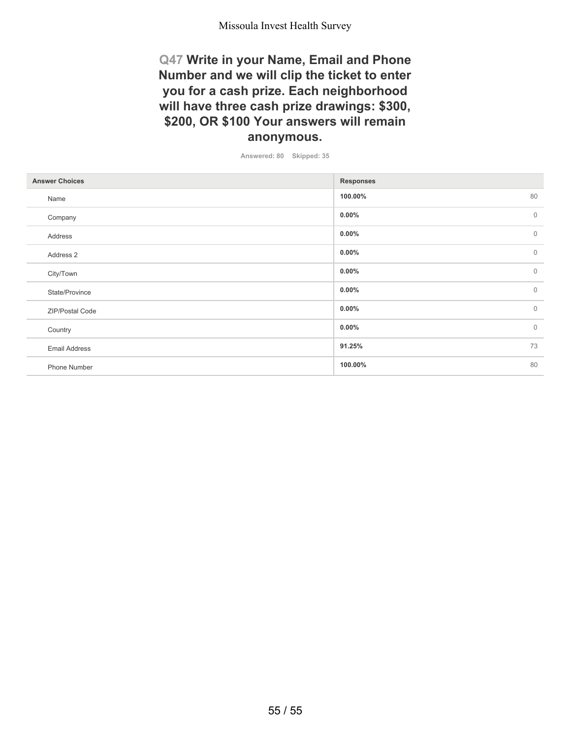## Q47 Write in your Name, Email and Phone Number and we will clip the ticket to enter you for a cash prize. Each neighborhood will have three cash prize drawings: $300, $200, OR $100 Your answers will remain anonymous.

Answered: 80 Skipped: 35

| Answer Choices | Responses | |
|---|---|---|
| Name | 100.00% | 80 |
| Company | 0.00% | 0 |
| Address | 0.00% | 0 |
| Address 2 | 0.00% | 0 |
| City/Town | 0.00% | 0 |
| State/Province | 0.00% | 0 |
| ZIP/Postal Code | 0.00% | 0 |
| Country | 0.00% | 0 |
| Email Address | 91.25% | 73 |
| Phone Number | 100.00% | 80 |